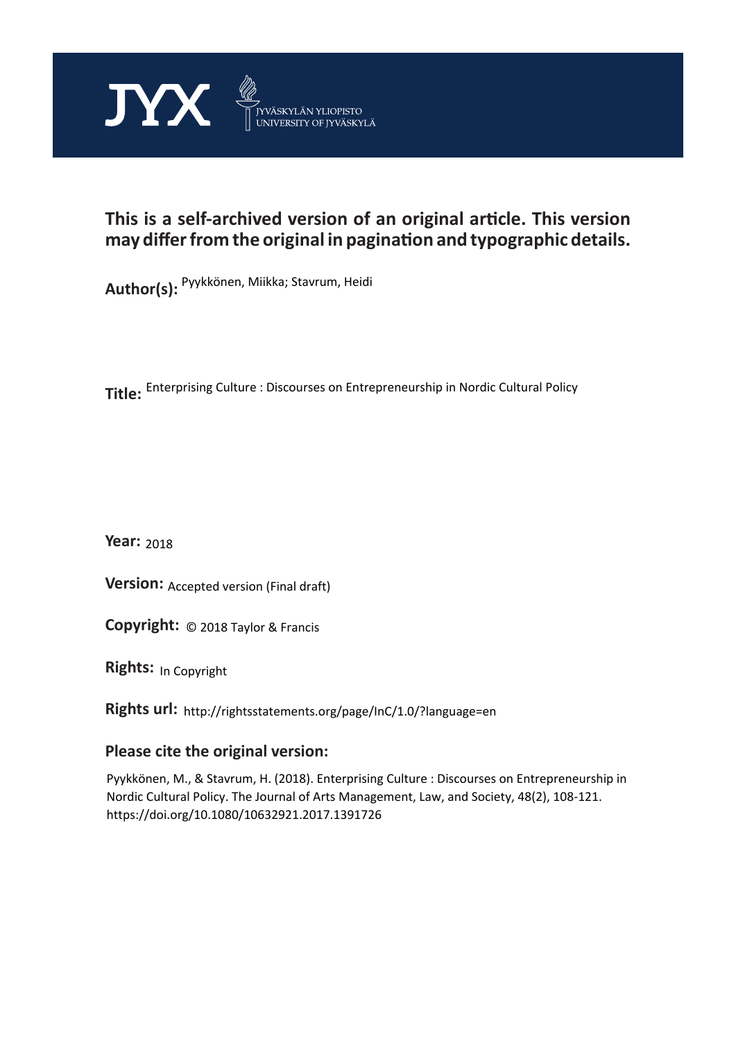JYX JYVÄSKYLÄN YLIOPISTO UNIVERSITY OF JYVÄSKYLÄ

**This is a self-archived version of an original article. This version may differ from the original in pagination and typographic details.**

**Author(s):** Pyykkönen, Miikka; Stavrum, Heidi

**Title:** Enterprising Culture : Discourses on Entrepreneurship in Nordic Cultural Policy

**Year:** 2018

**Version:** Accepted version (Final draft)

**Copyright:** © 2018 Taylor & Francis

**Rights:** In Copyright

**Rights url:** http://rightsstatements.org/page/InC/1.0/?language=en

**Please cite the original version:**

Pyykkönen, M., & Stavrum, H. (2018). Enterprising Culture : Discourses on Entrepreneurship in Nordic Cultural Policy. The Journal of Arts Management, Law, and Society, 48(2), 108-121. https://doi.org/10.1080/10632921.2017.1391726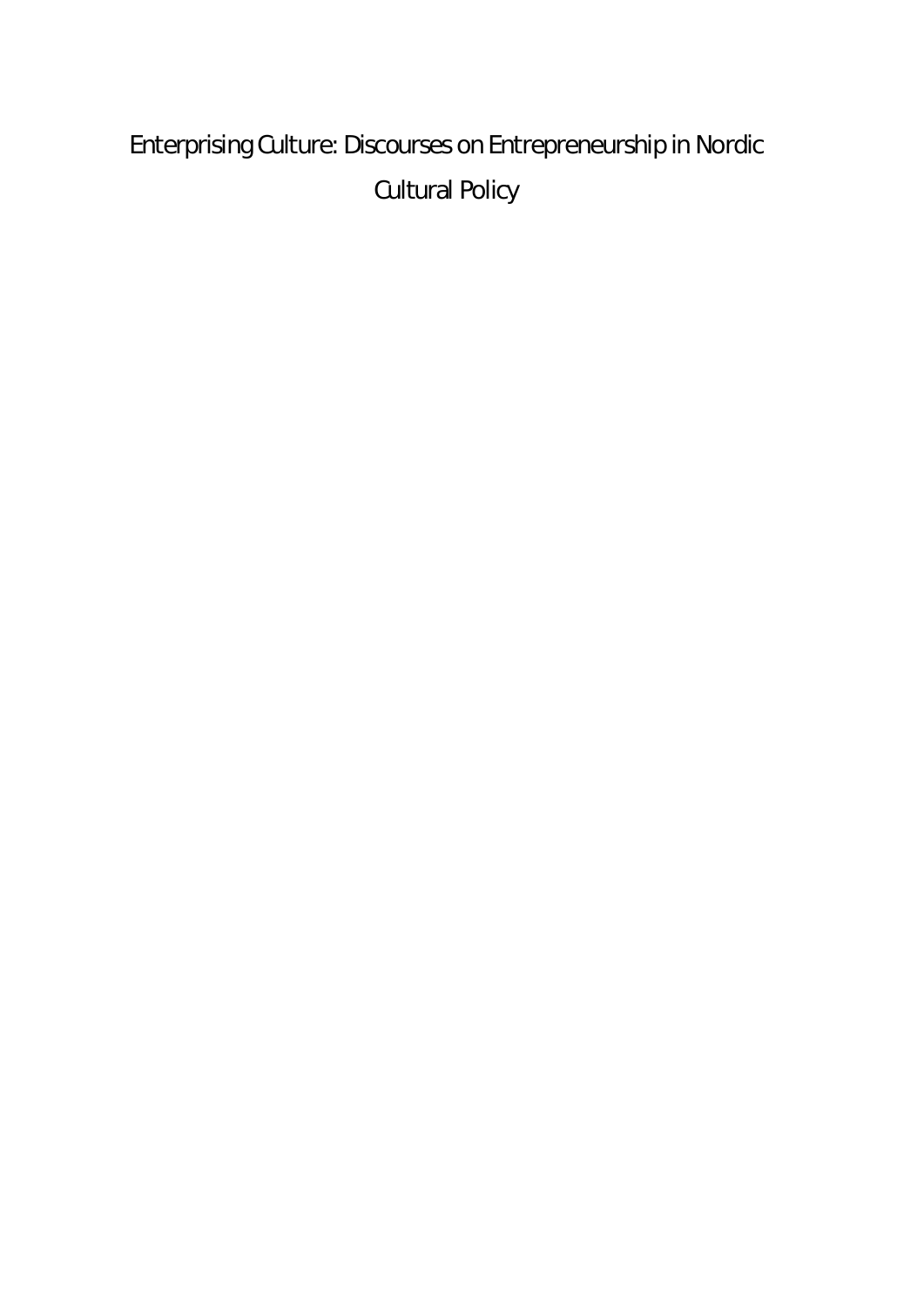# Enterprising Culture: Discourses on Entrepreneurship in Nordic Cultural Policy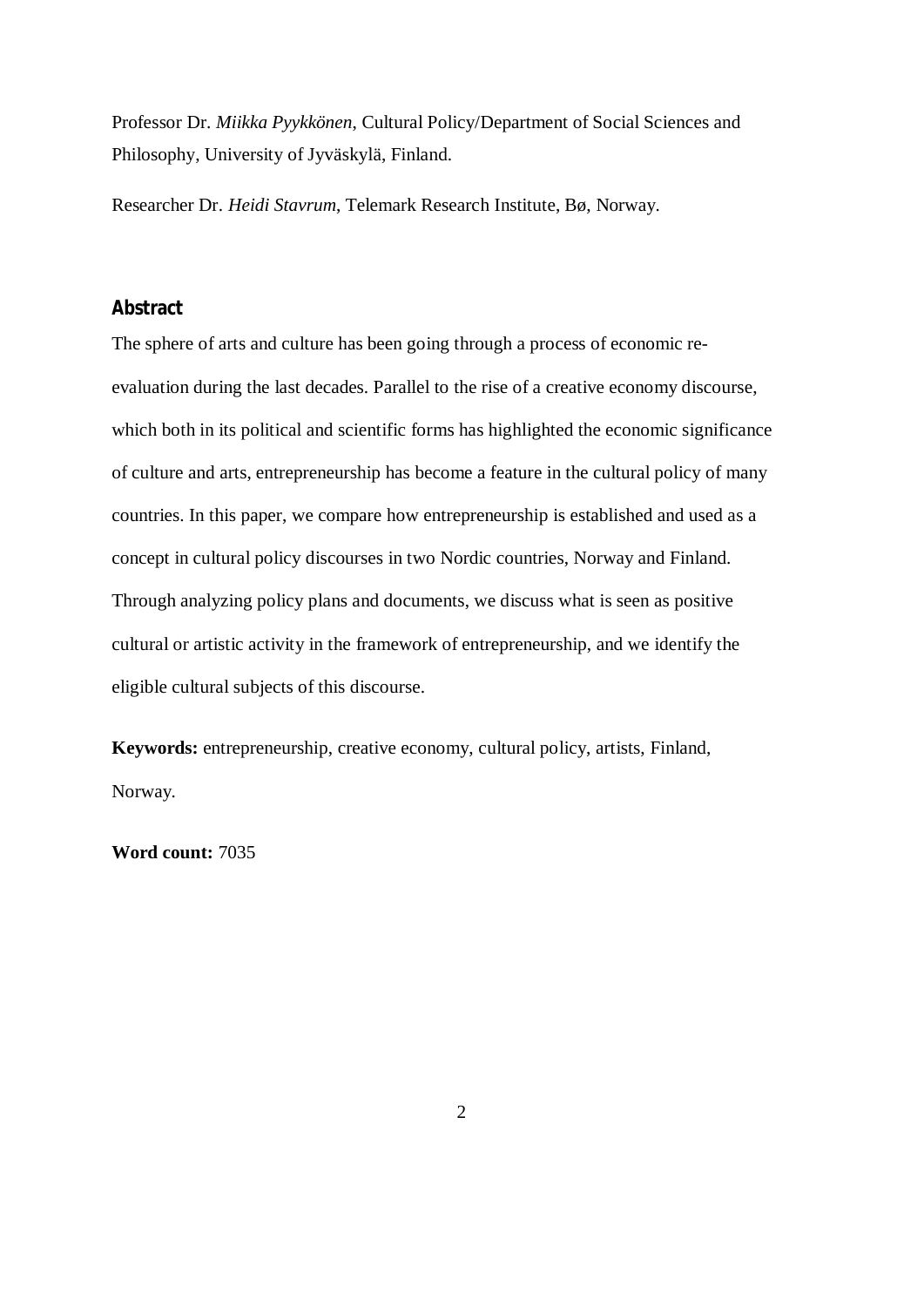Professor Dr. *Miikka Pyykkönen*, Cultural Policy/Department of Social Sciences and Philosophy, University of Jyväskylä, Finland.

Researcher Dr. *Heidi Stavrum*, Telemark Research Institute, Bø, Norway.

## Abstract

The sphere of arts and culture has been going through a process of economic re-evaluation during the last decades. Parallel to the rise of a creative economy discourse, which both in its political and scientific forms has highlighted the economic significance of culture and arts, entrepreneurship has become a feature in the cultural policy of many countries. In this paper, we compare how entrepreneurship is established and used as a concept in cultural policy discourses in two Nordic countries, Norway and Finland. Through analyzing policy plans and documents, we discuss what is seen as positive cultural or artistic activity in the framework of entrepreneurship, and we identify the eligible cultural subjects of this discourse.

**Keywords:** entrepreneurship, creative economy, cultural policy, artists, Finland, Norway.

**Word count:** 7035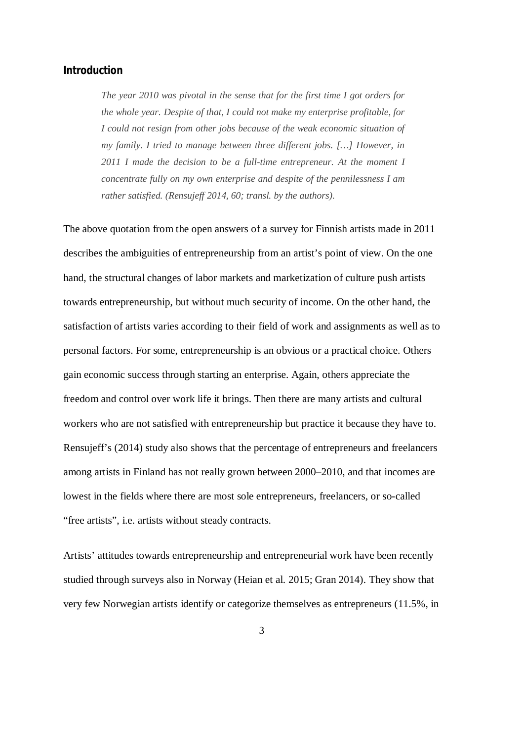## Introduction

> *The year 2010 was pivotal in the sense that for the first time I got orders for the whole year. Despite of that, I could not make my enterprise profitable, for I could not resign from other jobs because of the weak economic situation of my family. I tried to manage between three different jobs. […] However, in 2011 I made the decision to be a full-time entrepreneur. At the moment I concentrate fully on my own enterprise and despite of the pennilessness I am rather satisfied. (Rensujeff 2014, 60; transl. by the authors).*

The above quotation from the open answers of a survey for Finnish artists made in 2011 describes the ambiguities of entrepreneurship from an artist's point of view. On the one hand, the structural changes of labor markets and marketization of culture push artists towards entrepreneurship, but without much security of income. On the other hand, the satisfaction of artists varies according to their field of work and assignments as well as to personal factors. For some, entrepreneurship is an obvious or a practical choice. Others gain economic success through starting an enterprise. Again, others appreciate the freedom and control over work life it brings. Then there are many artists and cultural workers who are not satisfied with entrepreneurship but practice it because they have to. Rensujeff's (2014) study also shows that the percentage of entrepreneurs and freelancers among artists in Finland has not really grown between 2000–2010, and that incomes are lowest in the fields where there are most sole entrepreneurs, freelancers, or so-called "free artists", i.e. artists without steady contracts.

Artists' attitudes towards entrepreneurship and entrepreneurial work have been recently studied through surveys also in Norway (Heian et al. 2015; Gran 2014). They show that very few Norwegian artists identify or categorize themselves as entrepreneurs (11.5%, in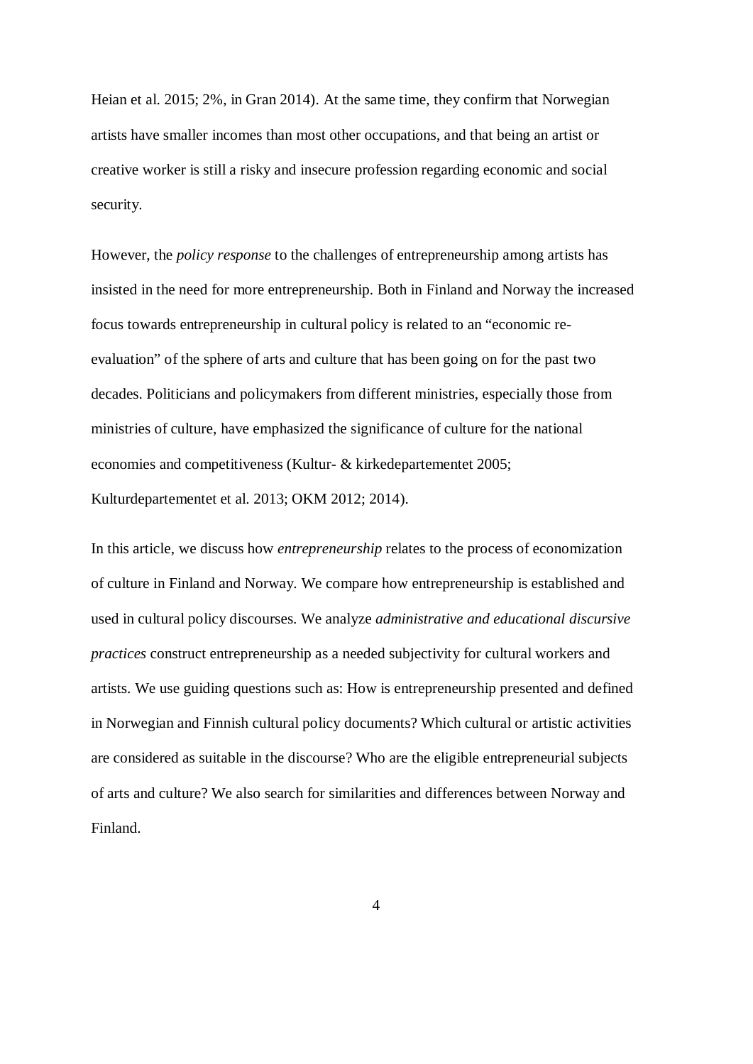Heian et al. 2015; 2%, in Gran 2014). At the same time, they confirm that Norwegian artists have smaller incomes than most other occupations, and that being an artist or creative worker is still a risky and insecure profession regarding economic and social security.

However, the *policy response* to the challenges of entrepreneurship among artists has insisted in the need for more entrepreneurship. Both in Finland and Norway the increased focus towards entrepreneurship in cultural policy is related to an "economic re-evaluation" of the sphere of arts and culture that has been going on for the past two decades. Politicians and policymakers from different ministries, especially those from ministries of culture, have emphasized the significance of culture for the national economies and competitiveness (Kultur- & kirkedepartementet 2005; Kulturdepartementet et al. 2013; OKM 2012; 2014).

In this article, we discuss how *entrepreneurship* relates to the process of economization of culture in Finland and Norway. We compare how entrepreneurship is established and used in cultural policy discourses. We analyze *administrative and educational discursive practices* construct entrepreneurship as a needed subjectivity for cultural workers and artists. We use guiding questions such as: How is entrepreneurship presented and defined in Norwegian and Finnish cultural policy documents? Which cultural or artistic activities are considered as suitable in the discourse? Who are the eligible entrepreneurial subjects of arts and culture? We also search for similarities and differences between Norway and Finland.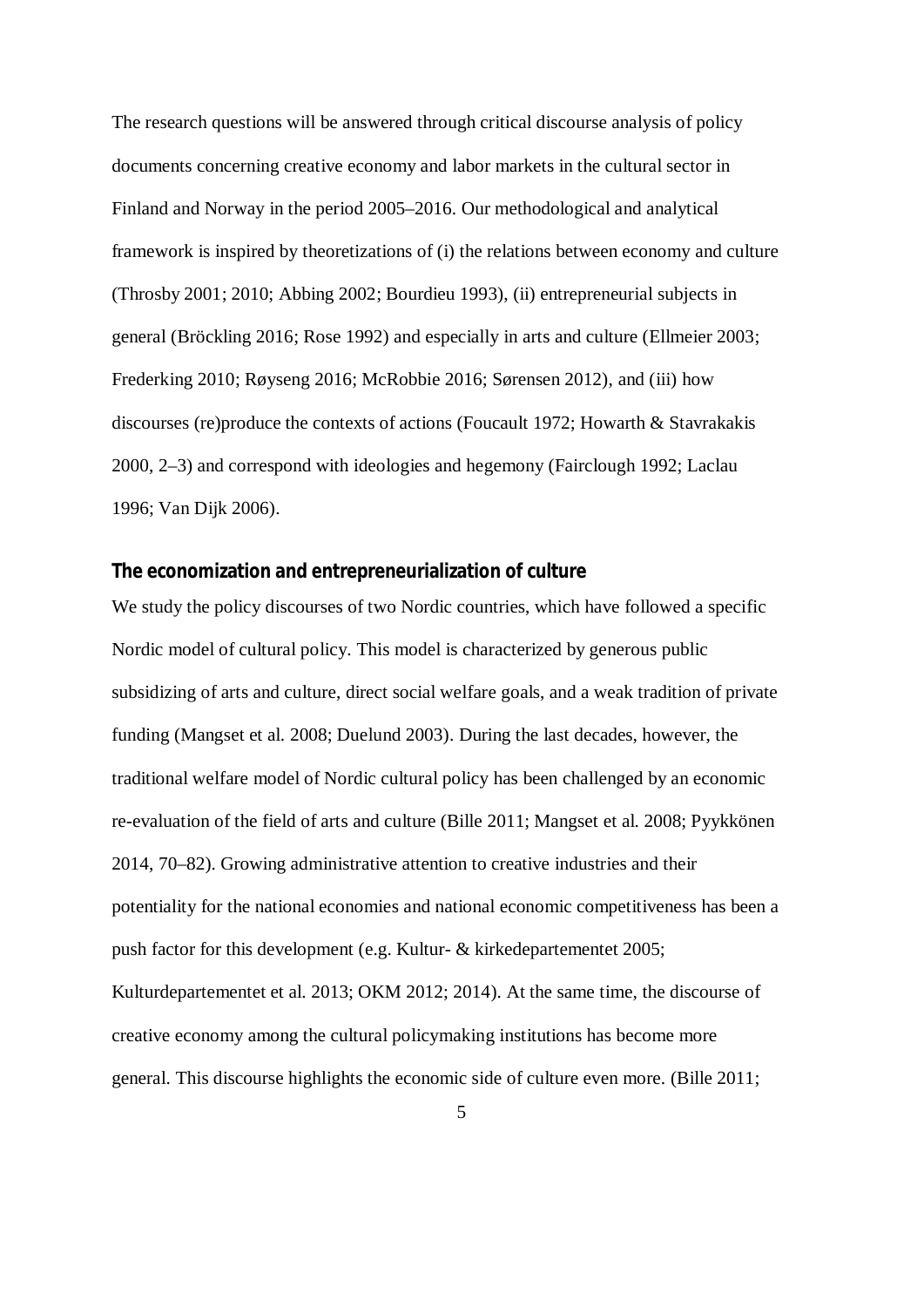The research questions will be answered through critical discourse analysis of policy documents concerning creative economy and labor markets in the cultural sector in Finland and Norway in the period 2005–2016. Our methodological and analytical framework is inspired by theoretizations of (i) the relations between economy and culture (Throsby 2001; 2010; Abbing 2002; Bourdieu 1993), (ii) entrepreneurial subjects in general (Bröckling 2016; Rose 1992) and especially in arts and culture (Ellmeier 2003; Frederking 2010; Røyseng 2016; McRobbie 2016; Sørensen 2012), and (iii) how discourses (re)produce the contexts of actions (Foucault 1972; Howarth & Stavrakakis 2000, 2–3) and correspond with ideologies and hegemony (Fairclough 1992; Laclau 1996; Van Dijk 2006).

## The economization and entrepreneurialization of culture

We study the policy discourses of two Nordic countries, which have followed a specific Nordic model of cultural policy. This model is characterized by generous public subsidizing of arts and culture, direct social welfare goals, and a weak tradition of private funding (Mangset et al. 2008; Duelund 2003). During the last decades, however, the traditional welfare model of Nordic cultural policy has been challenged by an economic re-evaluation of the field of arts and culture (Bille 2011; Mangset et al. 2008; Pyykkönen 2014, 70–82). Growing administrative attention to creative industries and their potentiality for the national economies and national economic competitiveness has been a push factor for this development (e.g. Kultur- & kirkedepartementet 2005; Kulturdepartementet et al. 2013; OKM 2012; 2014). At the same time, the discourse of creative economy among the cultural policymaking institutions has become more general. This discourse highlights the economic side of culture even more. (Bille 2011;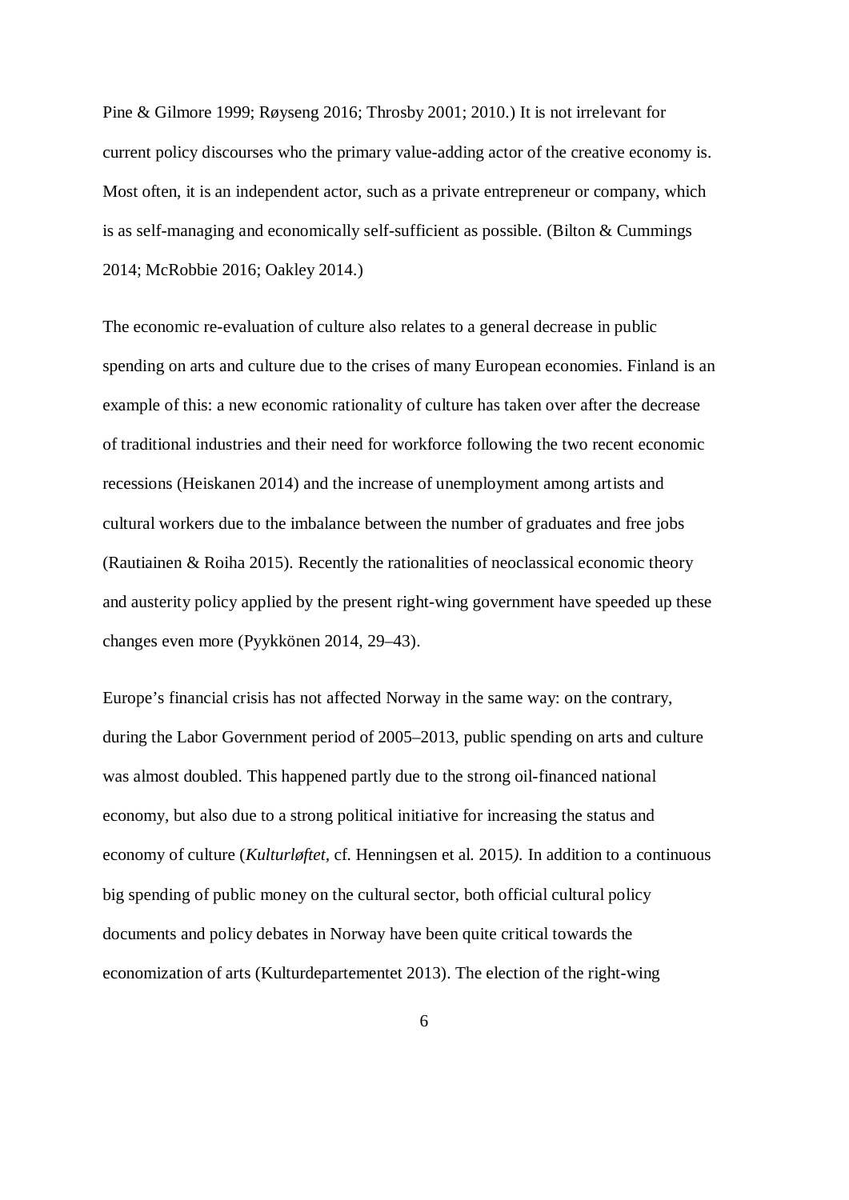Pine & Gilmore 1999; Røyseng 2016; Throsby 2001; 2010.) It is not irrelevant for current policy discourses who the primary value-adding actor of the creative economy is. Most often, it is an independent actor, such as a private entrepreneur or company, which is as self-managing and economically self-sufficient as possible. (Bilton & Cummings 2014; McRobbie 2016; Oakley 2014.)

The economic re-evaluation of culture also relates to a general decrease in public spending on arts and culture due to the crises of many European economies. Finland is an example of this: a new economic rationality of culture has taken over after the decrease of traditional industries and their need for workforce following the two recent economic recessions (Heiskanen 2014) and the increase of unemployment among artists and cultural workers due to the imbalance between the number of graduates and free jobs (Rautiainen & Roiha 2015). Recently the rationalities of neoclassical economic theory and austerity policy applied by the present right-wing government have speeded up these changes even more (Pyykkönen 2014, 29–43).

Europe's financial crisis has not affected Norway in the same way: on the contrary, during the Labor Government period of 2005–2013, public spending on arts and culture was almost doubled. This happened partly due to the strong oil-financed national economy, but also due to a strong political initiative for increasing the status and economy of culture (*Kulturløftet,* cf. Henningsen et al. 2015). In addition to a continuous big spending of public money on the cultural sector, both official cultural policy documents and policy debates in Norway have been quite critical towards the economization of arts (Kulturdepartementet 2013). The election of the right-wing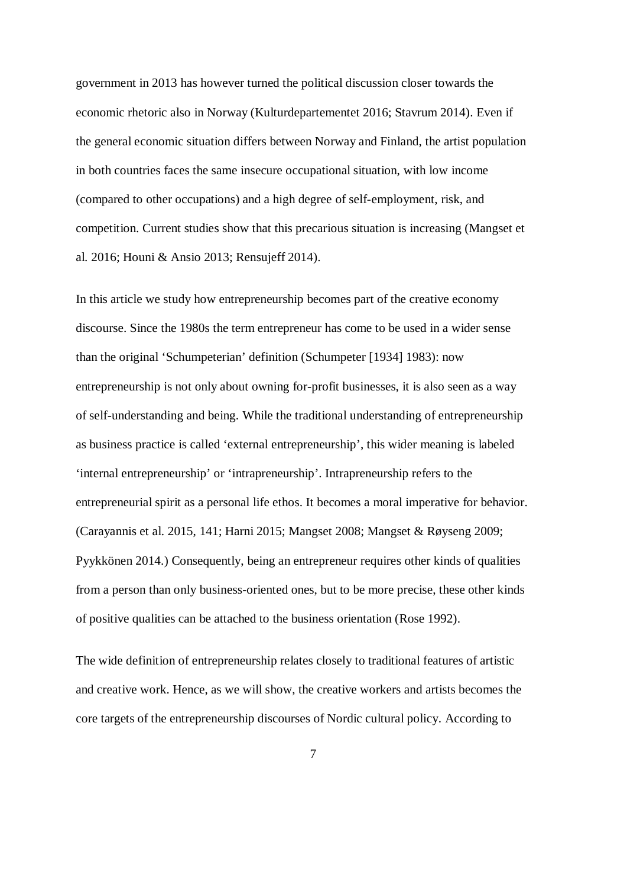government in 2013 has however turned the political discussion closer towards the economic rhetoric also in Norway (Kulturdepartementet 2016; Stavrum 2014). Even if the general economic situation differs between Norway and Finland, the artist population in both countries faces the same insecure occupational situation, with low income (compared to other occupations) and a high degree of self-employment, risk, and competition. Current studies show that this precarious situation is increasing (Mangset et al. 2016; Houni & Ansio 2013; Rensujeff 2014).

In this article we study how entrepreneurship becomes part of the creative economy discourse. Since the 1980s the term entrepreneur has come to be used in a wider sense than the original 'Schumpeterian' definition (Schumpeter [1934] 1983): now entrepreneurship is not only about owning for-profit businesses, it is also seen as a way of self-understanding and being. While the traditional understanding of entrepreneurship as business practice is called 'external entrepreneurship', this wider meaning is labeled 'internal entrepreneurship' or 'intrapreneurship'. Intrapreneurship refers to the entrepreneurial spirit as a personal life ethos. It becomes a moral imperative for behavior. (Carayannis et al. 2015, 141; Harni 2015; Mangset 2008; Mangset & Røyseng 2009; Pyykkönen 2014.) Consequently, being an entrepreneur requires other kinds of qualities from a person than only business-oriented ones, but to be more precise, these other kinds of positive qualities can be attached to the business orientation (Rose 1992).

The wide definition of entrepreneurship relates closely to traditional features of artistic and creative work. Hence, as we will show, the creative workers and artists becomes the core targets of the entrepreneurship discourses of Nordic cultural policy. According to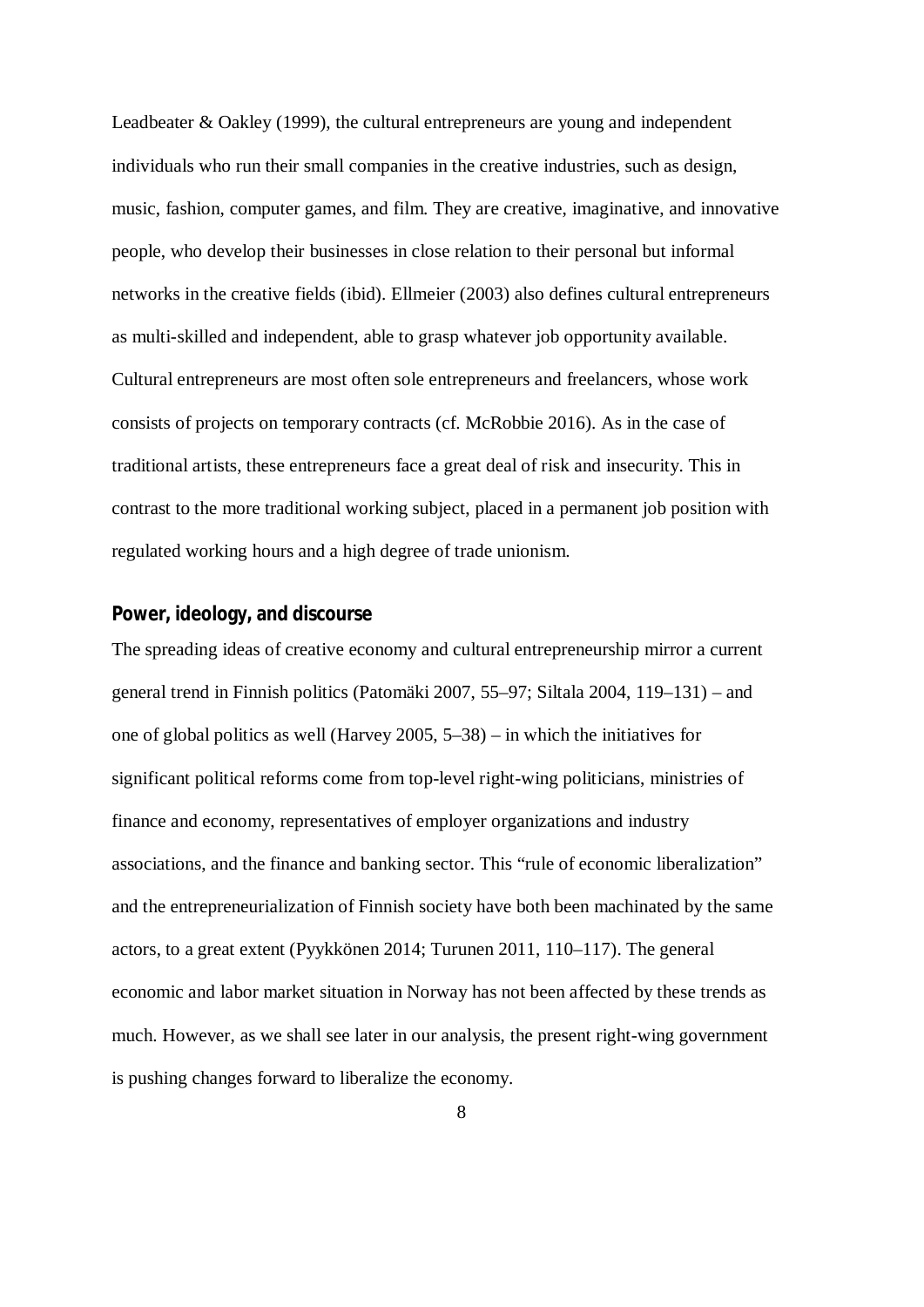Leadbeater & Oakley (1999), the cultural entrepreneurs are young and independent individuals who run their small companies in the creative industries, such as design, music, fashion, computer games, and film. They are creative, imaginative, and innovative people, who develop their businesses in close relation to their personal but informal networks in the creative fields (ibid). Ellmeier (2003) also defines cultural entrepreneurs as multi-skilled and independent, able to grasp whatever job opportunity available. Cultural entrepreneurs are most often sole entrepreneurs and freelancers, whose work consists of projects on temporary contracts (cf. McRobbie 2016). As in the case of traditional artists, these entrepreneurs face a great deal of risk and insecurity. This in contrast to the more traditional working subject, placed in a permanent job position with regulated working hours and a high degree of trade unionism.

## Power, ideology, and discourse

The spreading ideas of creative economy and cultural entrepreneurship mirror a current general trend in Finnish politics (Patomäki 2007, 55–97; Siltala 2004, 119–131) – and one of global politics as well (Harvey 2005, 5–38) – in which the initiatives for significant political reforms come from top-level right-wing politicians, ministries of finance and economy, representatives of employer organizations and industry associations, and the finance and banking sector. This "rule of economic liberalization" and the entrepreneurialization of Finnish society have both been machinated by the same actors, to a great extent (Pyykkönen 2014; Turunen 2011, 110–117). The general economic and labor market situation in Norway has not been affected by these trends as much. However, as we shall see later in our analysis, the present right-wing government is pushing changes forward to liberalize the economy.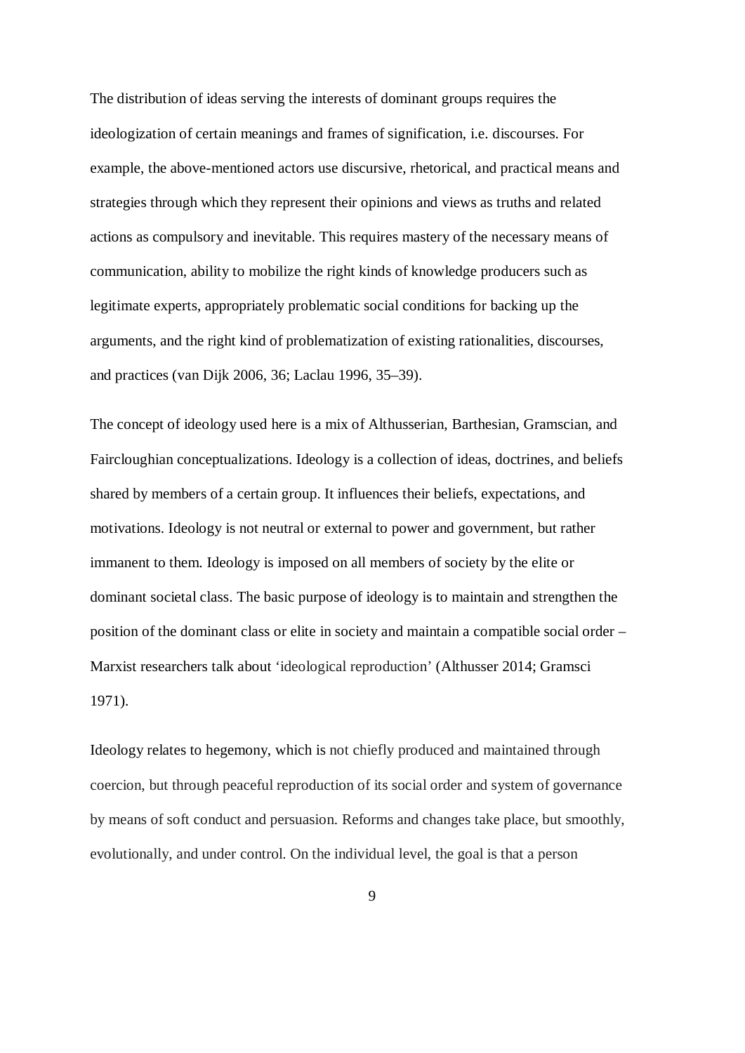The distribution of ideas serving the interests of dominant groups requires the ideologization of certain meanings and frames of signification, i.e. discourses. For example, the above-mentioned actors use discursive, rhetorical, and practical means and strategies through which they represent their opinions and views as truths and related actions as compulsory and inevitable. This requires mastery of the necessary means of communication, ability to mobilize the right kinds of knowledge producers such as legitimate experts, appropriately problematic social conditions for backing up the arguments, and the right kind of problematization of existing rationalities, discourses, and practices (van Dijk 2006, 36; Laclau 1996, 35–39).

The concept of ideology used here is a mix of Althusserian, Barthesian, Gramscian, and Faircloughian conceptualizations. Ideology is a collection of ideas, doctrines, and beliefs shared by members of a certain group. It influences their beliefs, expectations, and motivations. Ideology is not neutral or external to power and government, but rather immanent to them. Ideology is imposed on all members of society by the elite or dominant societal class. The basic purpose of ideology is to maintain and strengthen the position of the dominant class or elite in society and maintain a compatible social order – Marxist researchers talk about 'ideological reproduction' (Althusser 2014; Gramsci 1971).

Ideology relates to hegemony, which is not chiefly produced and maintained through coercion, but through peaceful reproduction of its social order and system of governance by means of soft conduct and persuasion. Reforms and changes take place, but smoothly, evolutionally, and under control. On the individual level, the goal is that a person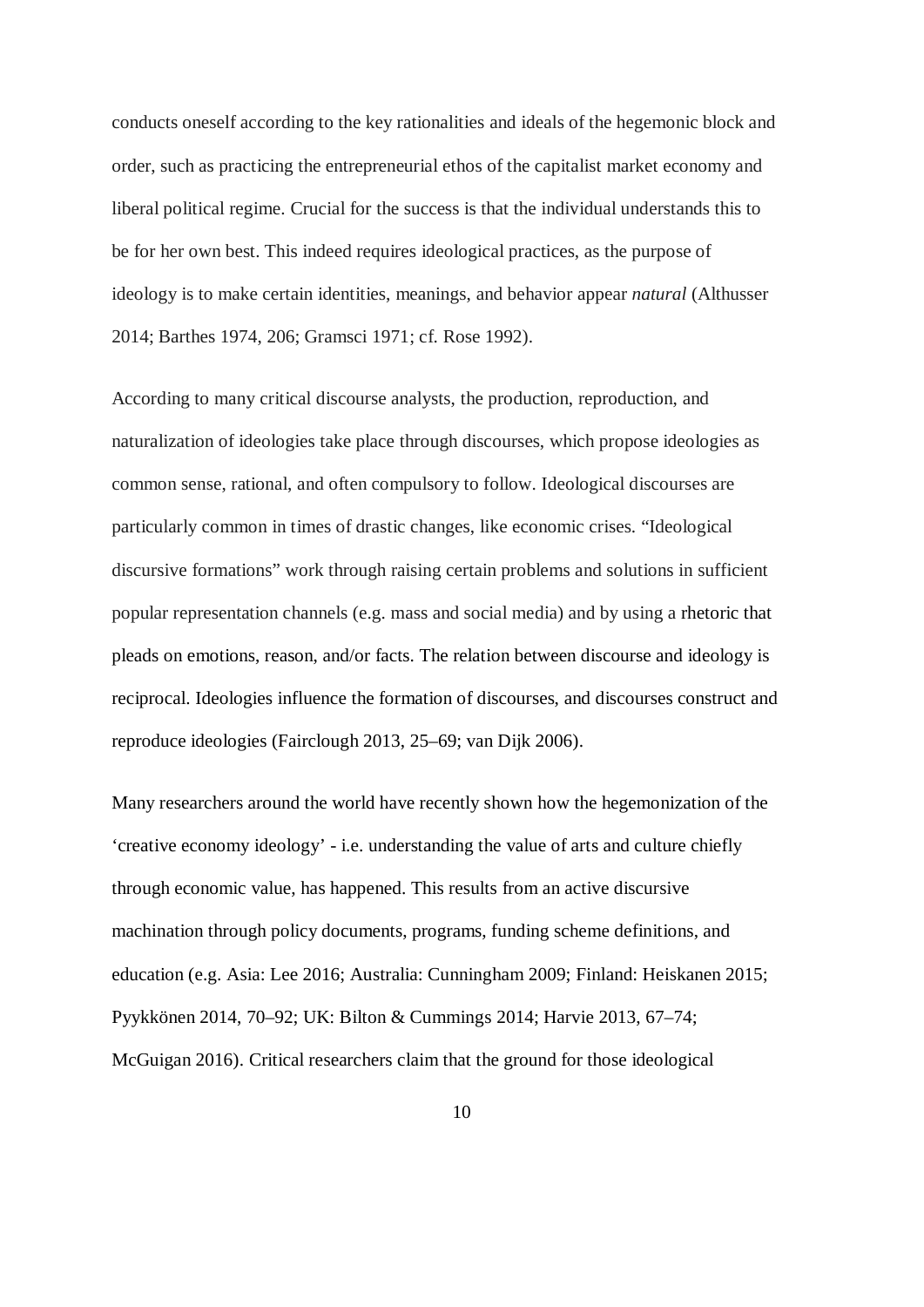conducts oneself according to the key rationalities and ideals of the hegemonic block and order, such as practicing the entrepreneurial ethos of the capitalist market economy and liberal political regime. Crucial for the success is that the individual understands this to be for her own best. This indeed requires ideological practices, as the purpose of ideology is to make certain identities, meanings, and behavior appear *natural* (Althusser 2014; Barthes 1974, 206; Gramsci 1971; cf. Rose 1992).

According to many critical discourse analysts, the production, reproduction, and naturalization of ideologies take place through discourses, which propose ideologies as common sense, rational, and often compulsory to follow. Ideological discourses are particularly common in times of drastic changes, like economic crises. "Ideological discursive formations" work through raising certain problems and solutions in sufficient popular representation channels (e.g. mass and social media) and by using a rhetoric that pleads on emotions, reason, and/or facts. The relation between discourse and ideology is reciprocal. Ideologies influence the formation of discourses, and discourses construct and reproduce ideologies (Fairclough 2013, 25–69; van Dijk 2006).

Many researchers around the world have recently shown how the hegemonization of the 'creative economy ideology' - i.e. understanding the value of arts and culture chiefly through economic value, has happened. This results from an active discursive machination through policy documents, programs, funding scheme definitions, and education (e.g. Asia: Lee 2016; Australia: Cunningham 2009; Finland: Heiskanen 2015; Pyykkönen 2014, 70–92; UK: Bilton & Cummings 2014; Harvie 2013, 67–74; McGuigan 2016). Critical researchers claim that the ground for those ideological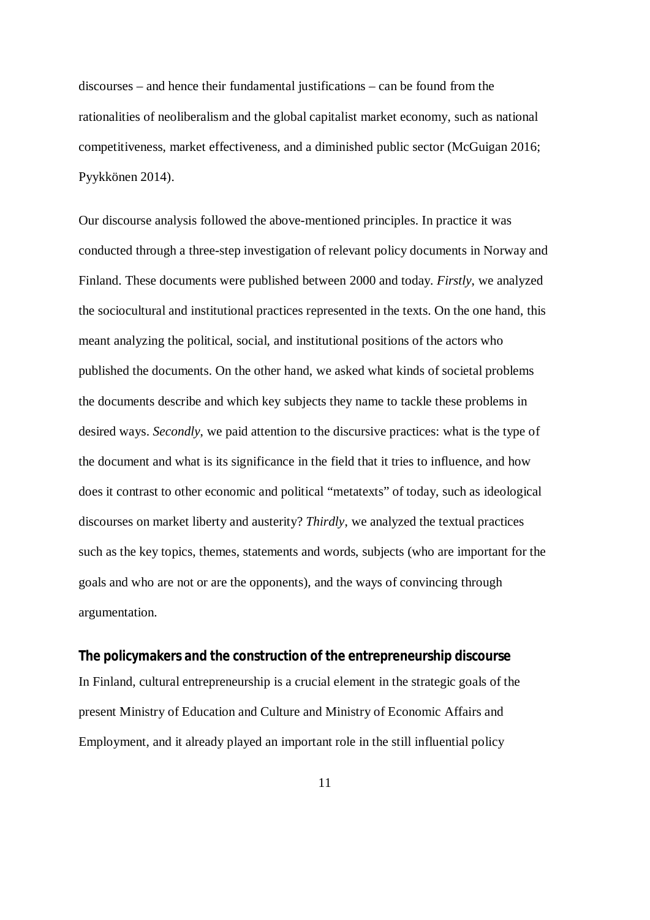discourses – and hence their fundamental justifications – can be found from the rationalities of neoliberalism and the global capitalist market economy, such as national competitiveness, market effectiveness, and a diminished public sector (McGuigan 2016; Pyykkönen 2014).

Our discourse analysis followed the above-mentioned principles. In practice it was conducted through a three-step investigation of relevant policy documents in Norway and Finland. These documents were published between 2000 and today. *Firstly*, we analyzed the sociocultural and institutional practices represented in the texts. On the one hand, this meant analyzing the political, social, and institutional positions of the actors who published the documents. On the other hand, we asked what kinds of societal problems the documents describe and which key subjects they name to tackle these problems in desired ways. *Secondly*, we paid attention to the discursive practices: what is the type of the document and what is its significance in the field that it tries to influence, and how does it contrast to other economic and political "metatexts" of today, such as ideological discourses on market liberty and austerity? *Thirdly*, we analyzed the textual practices such as the key topics, themes, statements and words, subjects (who are important for the goals and who are not or are the opponents), and the ways of convincing through argumentation.

## The policymakers and the construction of the entrepreneurship discourse

In Finland, cultural entrepreneurship is a crucial element in the strategic goals of the present Ministry of Education and Culture and Ministry of Economic Affairs and Employment, and it already played an important role in the still influential policy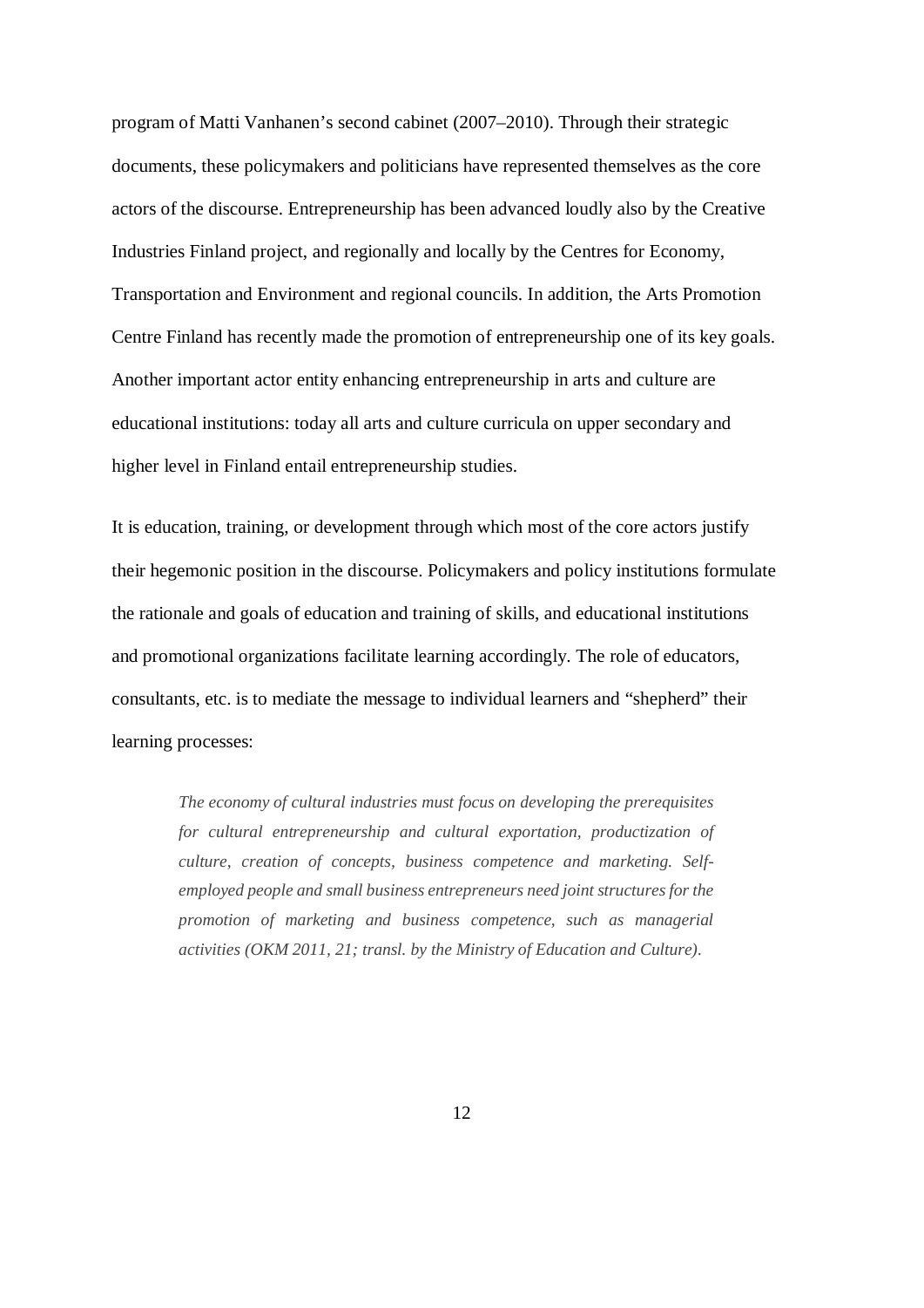program of Matti Vanhanen's second cabinet (2007–2010). Through their strategic documents, these policymakers and politicians have represented themselves as the core actors of the discourse. Entrepreneurship has been advanced loudly also by the Creative Industries Finland project, and regionally and locally by the Centres for Economy, Transportation and Environment and regional councils. In addition, the Arts Promotion Centre Finland has recently made the promotion of entrepreneurship one of its key goals. Another important actor entity enhancing entrepreneurship in arts and culture are educational institutions: today all arts and culture curricula on upper secondary and higher level in Finland entail entrepreneurship studies.

It is education, training, or development through which most of the core actors justify their hegemonic position in the discourse. Policymakers and policy institutions formulate the rationale and goals of education and training of skills, and educational institutions and promotional organizations facilitate learning accordingly. The role of educators, consultants, etc. is to mediate the message to individual learners and "shepherd" their learning processes:

> *The economy of cultural industries must focus on developing the prerequisites for cultural entrepreneurship and cultural exportation, productization of culture, creation of concepts, business competence and marketing. Self-employed people and small business entrepreneurs need joint structures for the promotion of marketing and business competence, such as managerial activities (OKM 2011, 21; transl. by the Ministry of Education and Culture).*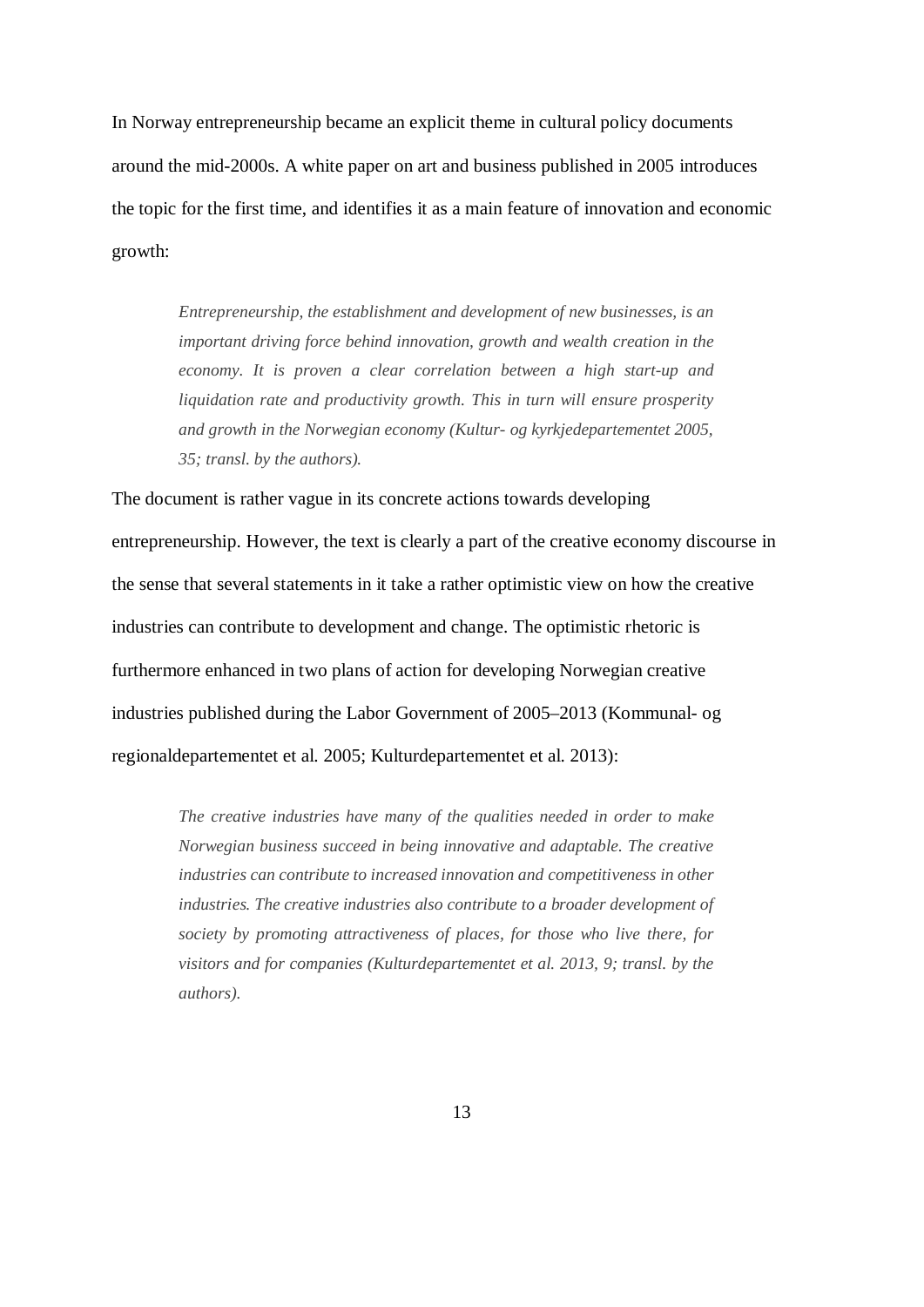In Norway entrepreneurship became an explicit theme in cultural policy documents around the mid-2000s. A white paper on art and business published in 2005 introduces the topic for the first time, and identifies it as a main feature of innovation and economic growth:

> *Entrepreneurship, the establishment and development of new businesses, is an important driving force behind innovation, growth and wealth creation in the economy. It is proven a clear correlation between a high start-up and liquidation rate and productivity growth. This in turn will ensure prosperity and growth in the Norwegian economy (Kultur- og kyrkjedepartementet 2005, 35; transl. by the authors).*

The document is rather vague in its concrete actions towards developing entrepreneurship. However, the text is clearly a part of the creative economy discourse in the sense that several statements in it take a rather optimistic view on how the creative industries can contribute to development and change. The optimistic rhetoric is furthermore enhanced in two plans of action for developing Norwegian creative industries published during the Labor Government of 2005–2013 (Kommunal- og regionaldepartementet et al. 2005; Kulturdepartementet et al. 2013):

> *The creative industries have many of the qualities needed in order to make Norwegian business succeed in being innovative and adaptable. The creative industries can contribute to increased innovation and competitiveness in other industries. The creative industries also contribute to a broader development of society by promoting attractiveness of places, for those who live there, for visitors and for companies (Kulturdepartementet et al. 2013, 9; transl. by the authors).*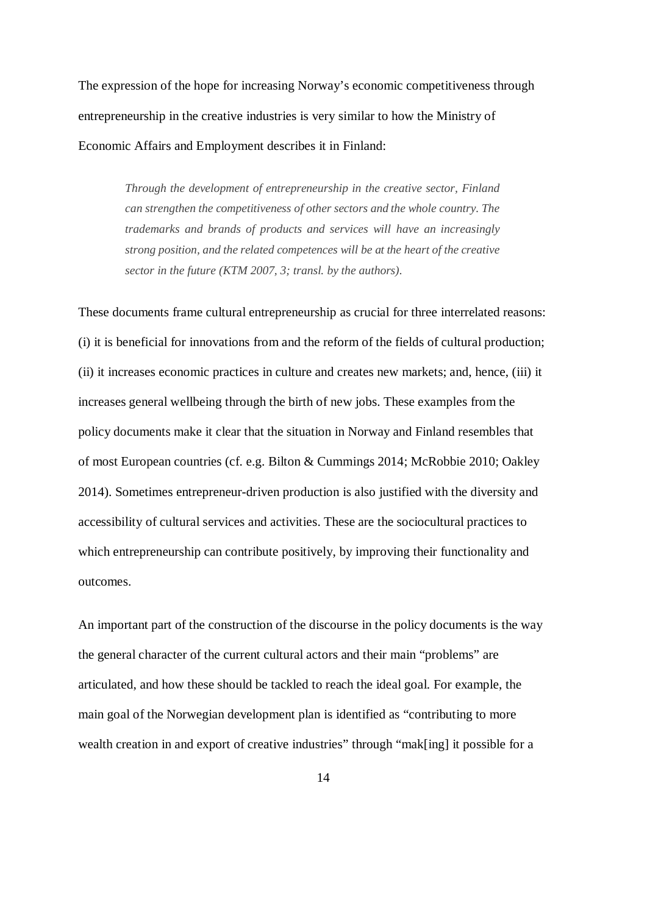The expression of the hope for increasing Norway's economic competitiveness through entrepreneurship in the creative industries is very similar to how the Ministry of Economic Affairs and Employment describes it in Finland:

> *Through the development of entrepreneurship in the creative sector, Finland can strengthen the competitiveness of other sectors and the whole country. The trademarks and brands of products and services will have an increasingly strong position, and the related competences will be at the heart of the creative sector in the future (KTM 2007, 3; transl. by the authors).*

These documents frame cultural entrepreneurship as crucial for three interrelated reasons: (i) it is beneficial for innovations from and the reform of the fields of cultural production; (ii) it increases economic practices in culture and creates new markets; and, hence, (iii) it increases general wellbeing through the birth of new jobs. These examples from the policy documents make it clear that the situation in Norway and Finland resembles that of most European countries (cf. e.g. Bilton & Cummings 2014; McRobbie 2010; Oakley 2014). Sometimes entrepreneur-driven production is also justified with the diversity and accessibility of cultural services and activities. These are the sociocultural practices to which entrepreneurship can contribute positively, by improving their functionality and outcomes.

An important part of the construction of the discourse in the policy documents is the way the general character of the current cultural actors and their main "problems" are articulated, and how these should be tackled to reach the ideal goal. For example, the main goal of the Norwegian development plan is identified as "contributing to more wealth creation in and export of creative industries" through "mak[ing] it possible for a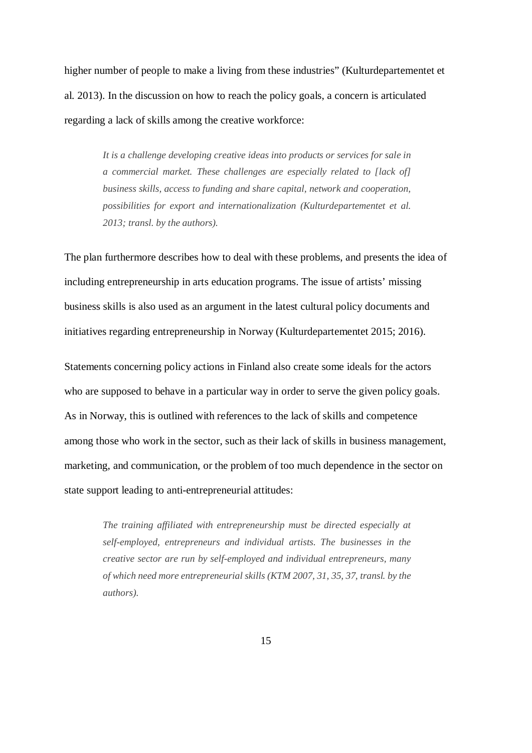higher number of people to make a living from these industries" (Kulturdepartementet et al. 2013). In the discussion on how to reach the policy goals, a concern is articulated regarding a lack of skills among the creative workforce:

> *It is a challenge developing creative ideas into products or services for sale in a commercial market. These challenges are especially related to [lack of] business skills, access to funding and share capital, network and cooperation, possibilities for export and internationalization (Kulturdepartementet et al. 2013; transl. by the authors).*

The plan furthermore describes how to deal with these problems, and presents the idea of including entrepreneurship in arts education programs. The issue of artists' missing business skills is also used as an argument in the latest cultural policy documents and initiatives regarding entrepreneurship in Norway (Kulturdepartementet 2015; 2016).

Statements concerning policy actions in Finland also create some ideals for the actors who are supposed to behave in a particular way in order to serve the given policy goals. As in Norway, this is outlined with references to the lack of skills and competence among those who work in the sector, such as their lack of skills in business management, marketing, and communication, or the problem of too much dependence in the sector on state support leading to anti-entrepreneurial attitudes:

> *The training affiliated with entrepreneurship must be directed especially at self-employed, entrepreneurs and individual artists. The businesses in the creative sector are run by self-employed and individual entrepreneurs, many of which need more entrepreneurial skills (KTM 2007, 31, 35, 37, transl. by the authors).*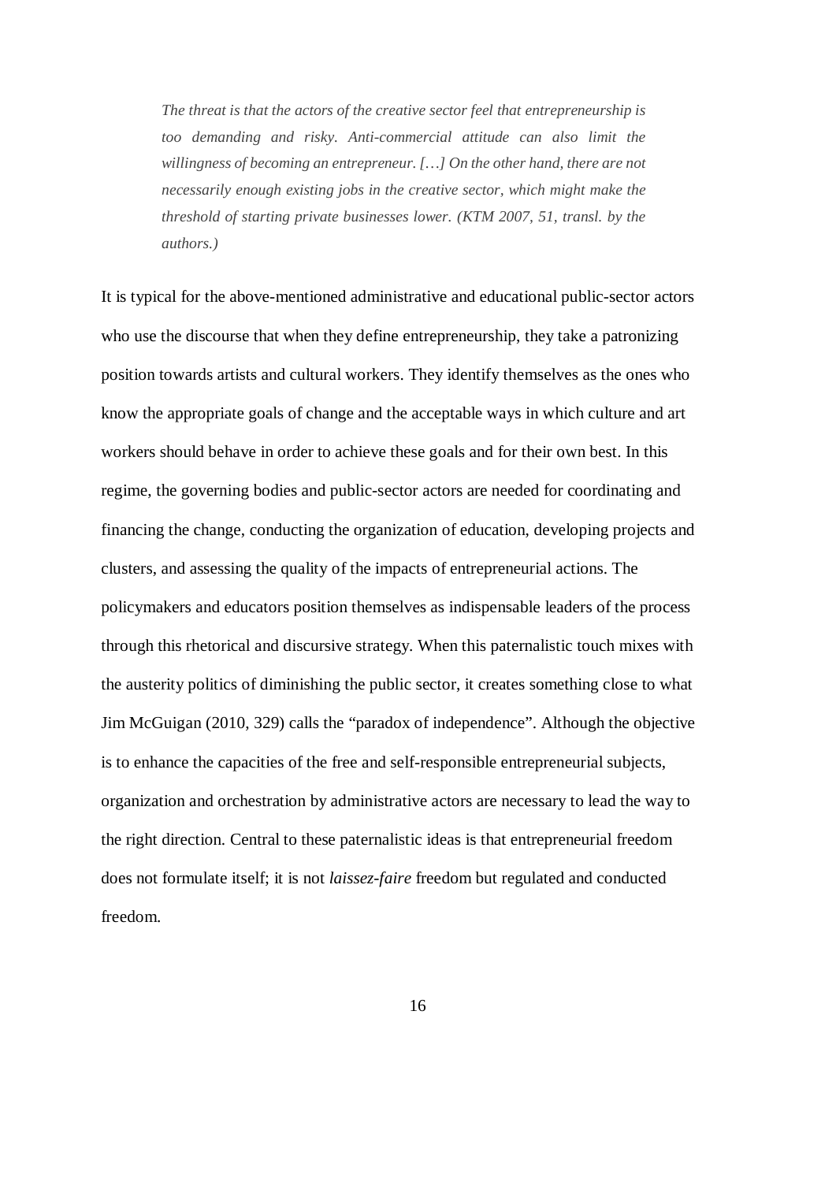> *The threat is that the actors of the creative sector feel that entrepreneurship is too demanding and risky. Anti-commercial attitude can also limit the willingness of becoming an entrepreneur. […] On the other hand, there are not necessarily enough existing jobs in the creative sector, which might make the threshold of starting private businesses lower. (KTM 2007, 51, transl. by the authors.)*

It is typical for the above-mentioned administrative and educational public-sector actors who use the discourse that when they define entrepreneurship, they take a patronizing position towards artists and cultural workers. They identify themselves as the ones who know the appropriate goals of change and the acceptable ways in which culture and art workers should behave in order to achieve these goals and for their own best. In this regime, the governing bodies and public-sector actors are needed for coordinating and financing the change, conducting the organization of education, developing projects and clusters, and assessing the quality of the impacts of entrepreneurial actions. The policymakers and educators position themselves as indispensable leaders of the process through this rhetorical and discursive strategy. When this paternalistic touch mixes with the austerity politics of diminishing the public sector, it creates something close to what Jim McGuigan (2010, 329) calls the "paradox of independence". Although the objective is to enhance the capacities of the free and self-responsible entrepreneurial subjects, organization and orchestration by administrative actors are necessary to lead the way to the right direction. Central to these paternalistic ideas is that entrepreneurial freedom does not formulate itself; it is not *laissez-faire* freedom but regulated and conducted freedom.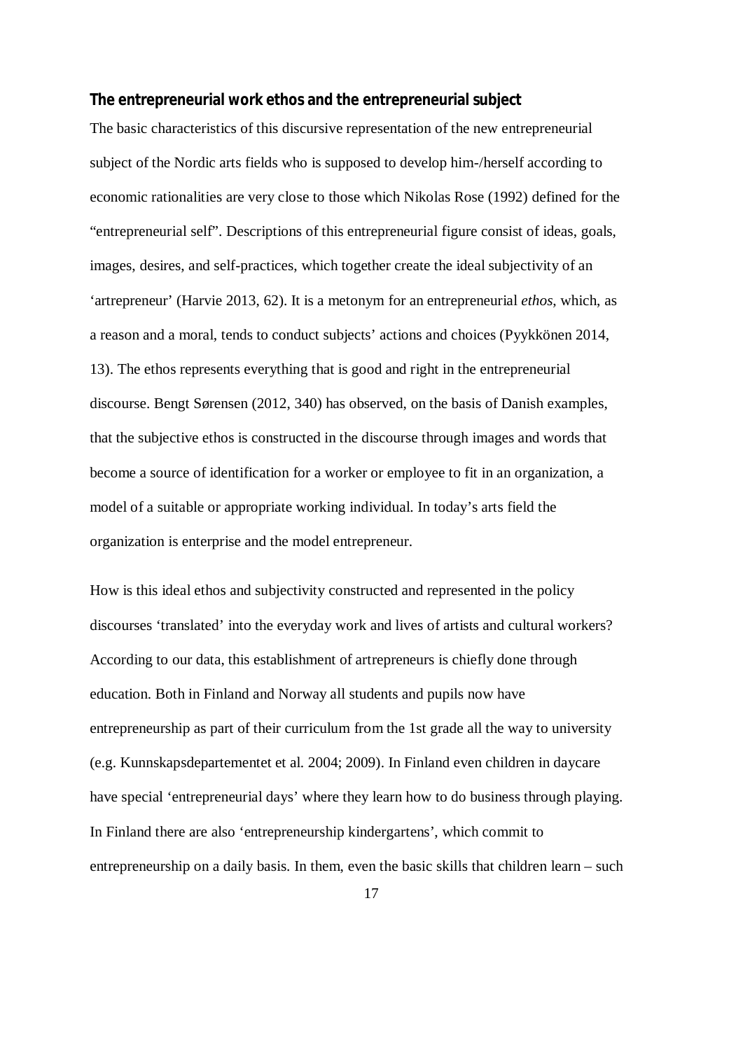### The entrepreneurial work ethos and the entrepreneurial subject

The basic characteristics of this discursive representation of the new entrepreneurial subject of the Nordic arts fields who is supposed to develop him-/herself according to economic rationalities are very close to those which Nikolas Rose (1992) defined for the "entrepreneurial self". Descriptions of this entrepreneurial figure consist of ideas, goals, images, desires, and self-practices, which together create the ideal subjectivity of an 'artrepreneur' (Harvie 2013, 62). It is a metonym for an entrepreneurial *ethos*, which, as a reason and a moral, tends to conduct subjects' actions and choices (Pyykkönen 2014, 13). The ethos represents everything that is good and right in the entrepreneurial discourse. Bengt Sørensen (2012, 340) has observed, on the basis of Danish examples, that the subjective ethos is constructed in the discourse through images and words that become a source of identification for a worker or employee to fit in an organization, a model of a suitable or appropriate working individual. In today's arts field the organization is enterprise and the model entrepreneur.

How is this ideal ethos and subjectivity constructed and represented in the policy discourses 'translated' into the everyday work and lives of artists and cultural workers? According to our data, this establishment of artrepreneurs is chiefly done through education. Both in Finland and Norway all students and pupils now have entrepreneurship as part of their curriculum from the 1st grade all the way to university (e.g. Kunnskapsdepartementet et al. 2004; 2009). In Finland even children in daycare have special 'entrepreneurial days' where they learn how to do business through playing. In Finland there are also 'entrepreneurship kindergartens', which commit to entrepreneurship on a daily basis. In them, even the basic skills that children learn – such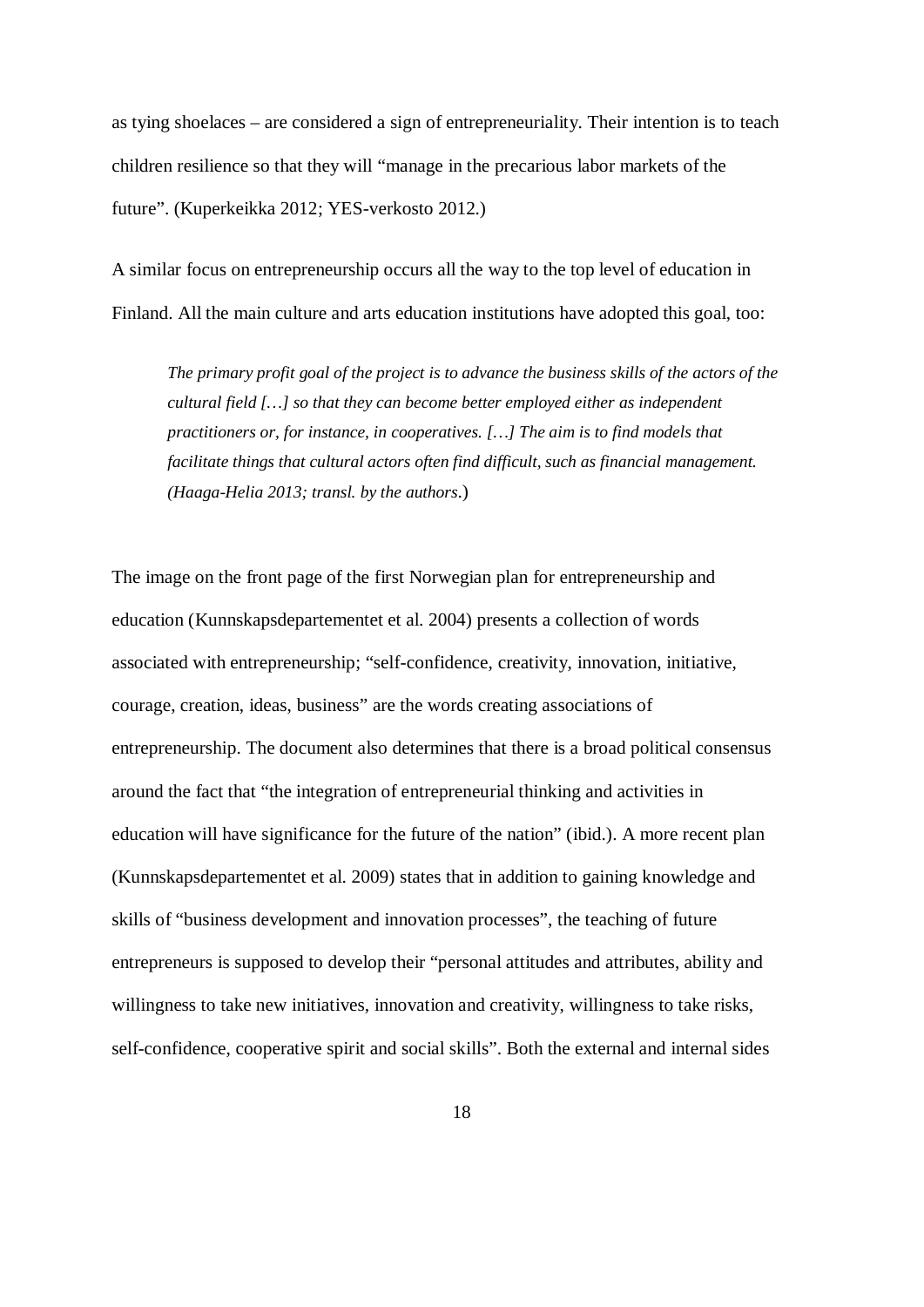as tying shoelaces – are considered a sign of entrepreneuriality. Their intention is to teach children resilience so that they will "manage in the precarious labor markets of the future". (Kuperkeikka 2012; YES-verkosto 2012.)

A similar focus on entrepreneurship occurs all the way to the top level of education in Finland. All the main culture and arts education institutions have adopted this goal, too:

> *The primary profit goal of the project is to advance the business skills of the actors of the cultural field […] so that they can become better employed either as independent practitioners or, for instance, in cooperatives. […] The aim is to find models that facilitate things that cultural actors often find difficult, such as financial management. (Haaga-Helia 2013; transl. by the authors.*)

The image on the front page of the first Norwegian plan for entrepreneurship and education (Kunnskapsdepartementet et al. 2004) presents a collection of words associated with entrepreneurship; "self-confidence, creativity, innovation, initiative, courage, creation, ideas, business" are the words creating associations of entrepreneurship. The document also determines that there is a broad political consensus around the fact that "the integration of entrepreneurial thinking and activities in education will have significance for the future of the nation" (ibid.). A more recent plan (Kunnskapsdepartementet et al. 2009) states that in addition to gaining knowledge and skills of "business development and innovation processes", the teaching of future entrepreneurs is supposed to develop their "personal attitudes and attributes, ability and willingness to take new initiatives, innovation and creativity, willingness to take risks, self-confidence, cooperative spirit and social skills". Both the external and internal sides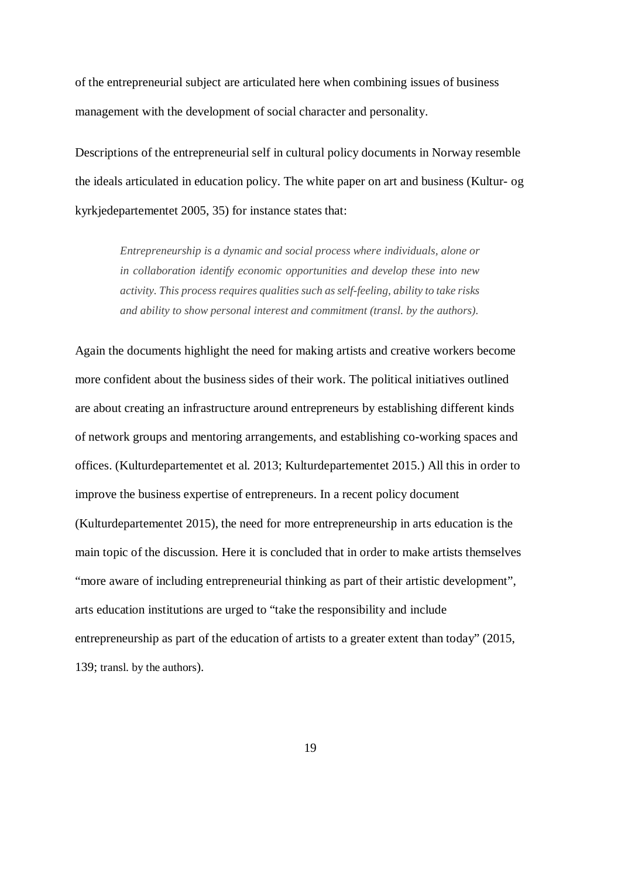of the entrepreneurial subject are articulated here when combining issues of business management with the development of social character and personality.

Descriptions of the entrepreneurial self in cultural policy documents in Norway resemble the ideals articulated in education policy. The white paper on art and business (Kultur- og kyrkjedepartementet 2005, 35) for instance states that:

> *Entrepreneurship is a dynamic and social process where individuals, alone or in collaboration identify economic opportunities and develop these into new activity. This process requires qualities such as self-feeling, ability to take risks and ability to show personal interest and commitment (transl. by the authors).*

Again the documents highlight the need for making artists and creative workers become more confident about the business sides of their work. The political initiatives outlined are about creating an infrastructure around entrepreneurs by establishing different kinds of network groups and mentoring arrangements, and establishing co-working spaces and offices. (Kulturdepartementet et al. 2013; Kulturdepartementet 2015.) All this in order to improve the business expertise of entrepreneurs. In a recent policy document (Kulturdepartementet 2015), the need for more entrepreneurship in arts education is the main topic of the discussion. Here it is concluded that in order to make artists themselves "more aware of including entrepreneurial thinking as part of their artistic development", arts education institutions are urged to "take the responsibility and include entrepreneurship as part of the education of artists to a greater extent than today" (2015, 139; transl. by the authors).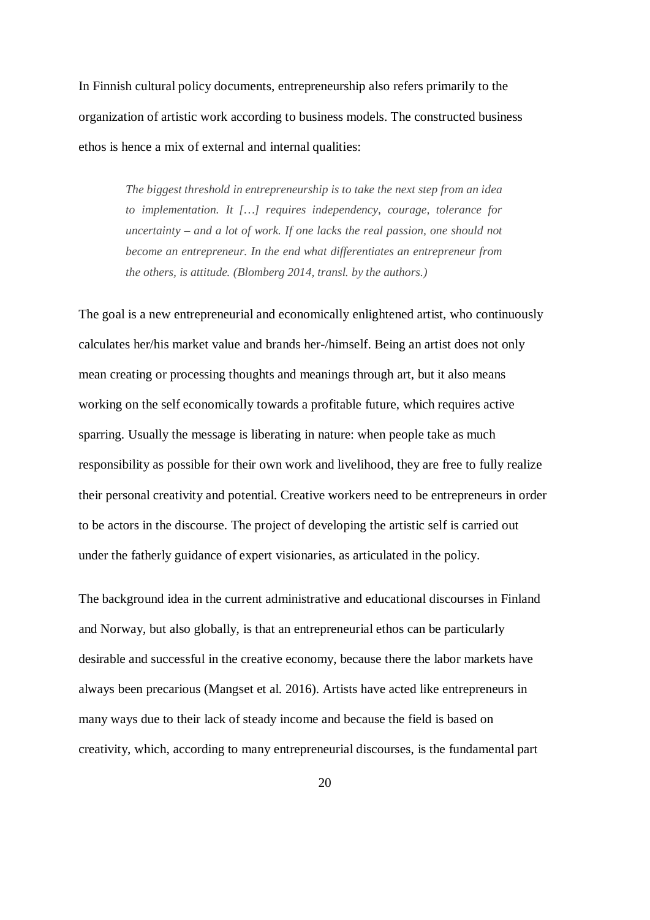In Finnish cultural policy documents, entrepreneurship also refers primarily to the organization of artistic work according to business models. The constructed business ethos is hence a mix of external and internal qualities:

> *The biggest threshold in entrepreneurship is to take the next step from an idea to implementation. It […] requires independency, courage, tolerance for uncertainty – and a lot of work. If one lacks the real passion, one should not become an entrepreneur. In the end what differentiates an entrepreneur from the others, is attitude. (Blomberg 2014, transl. by the authors.)*

The goal is a new entrepreneurial and economically enlightened artist, who continuously calculates her/his market value and brands her-/himself. Being an artist does not only mean creating or processing thoughts and meanings through art, but it also means working on the self economically towards a profitable future, which requires active sparring. Usually the message is liberating in nature: when people take as much responsibility as possible for their own work and livelihood, they are free to fully realize their personal creativity and potential. Creative workers need to be entrepreneurs in order to be actors in the discourse. The project of developing the artistic self is carried out under the fatherly guidance of expert visionaries, as articulated in the policy.

The background idea in the current administrative and educational discourses in Finland and Norway, but also globally, is that an entrepreneurial ethos can be particularly desirable and successful in the creative economy, because there the labor markets have always been precarious (Mangset et al. 2016). Artists have acted like entrepreneurs in many ways due to their lack of steady income and because the field is based on creativity, which, according to many entrepreneurial discourses, is the fundamental part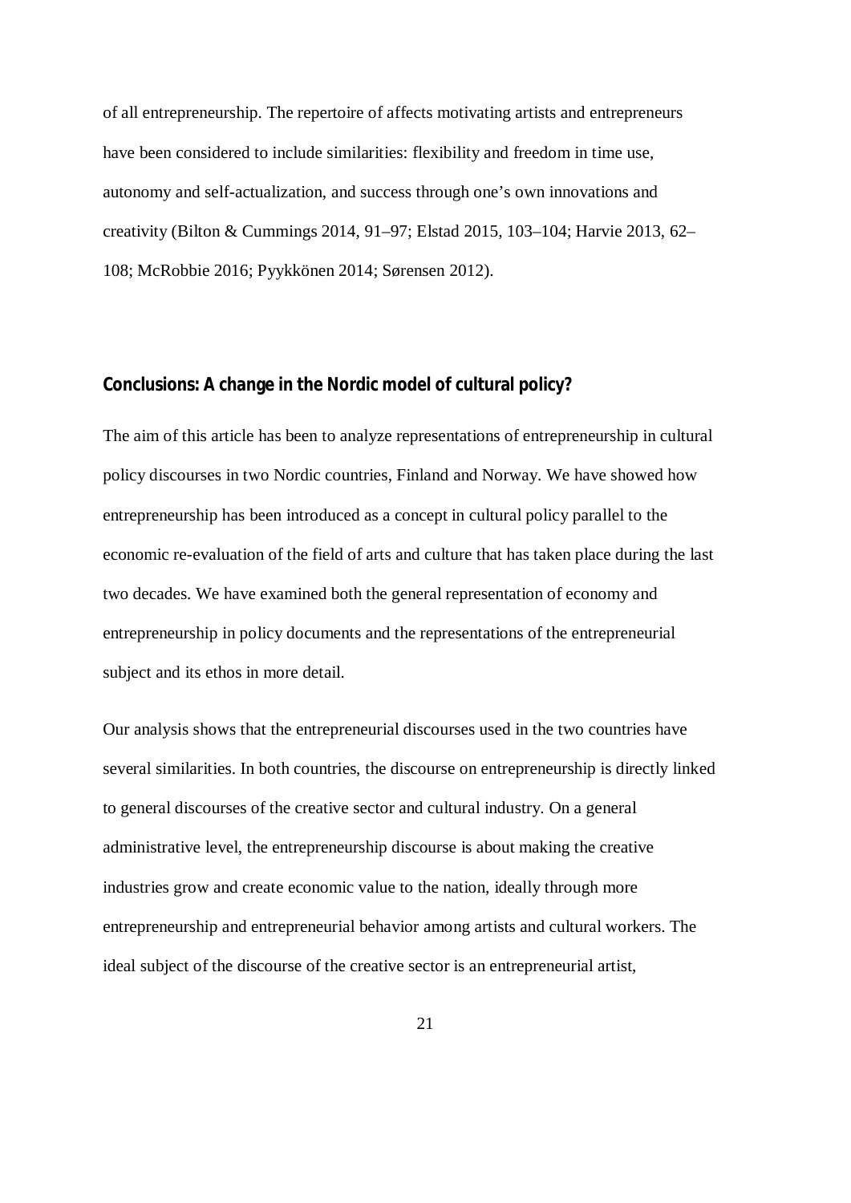of all entrepreneurship. The repertoire of affects motivating artists and entrepreneurs have been considered to include similarities: flexibility and freedom in time use, autonomy and self-actualization, and success through one's own innovations and creativity (Bilton & Cummings 2014, 91–97; Elstad 2015, 103–104; Harvie 2013, 62–108; McRobbie 2016; Pyykkönen 2014; Sørensen 2012).

## Conclusions: A change in the Nordic model of cultural policy?

The aim of this article has been to analyze representations of entrepreneurship in cultural policy discourses in two Nordic countries, Finland and Norway. We have showed how entrepreneurship has been introduced as a concept in cultural policy parallel to the economic re-evaluation of the field of arts and culture that has taken place during the last two decades. We have examined both the general representation of economy and entrepreneurship in policy documents and the representations of the entrepreneurial subject and its ethos in more detail.

Our analysis shows that the entrepreneurial discourses used in the two countries have several similarities. In both countries, the discourse on entrepreneurship is directly linked to general discourses of the creative sector and cultural industry. On a general administrative level, the entrepreneurship discourse is about making the creative industries grow and create economic value to the nation, ideally through more entrepreneurship and entrepreneurial behavior among artists and cultural workers. The ideal subject of the discourse of the creative sector is an entrepreneurial artist,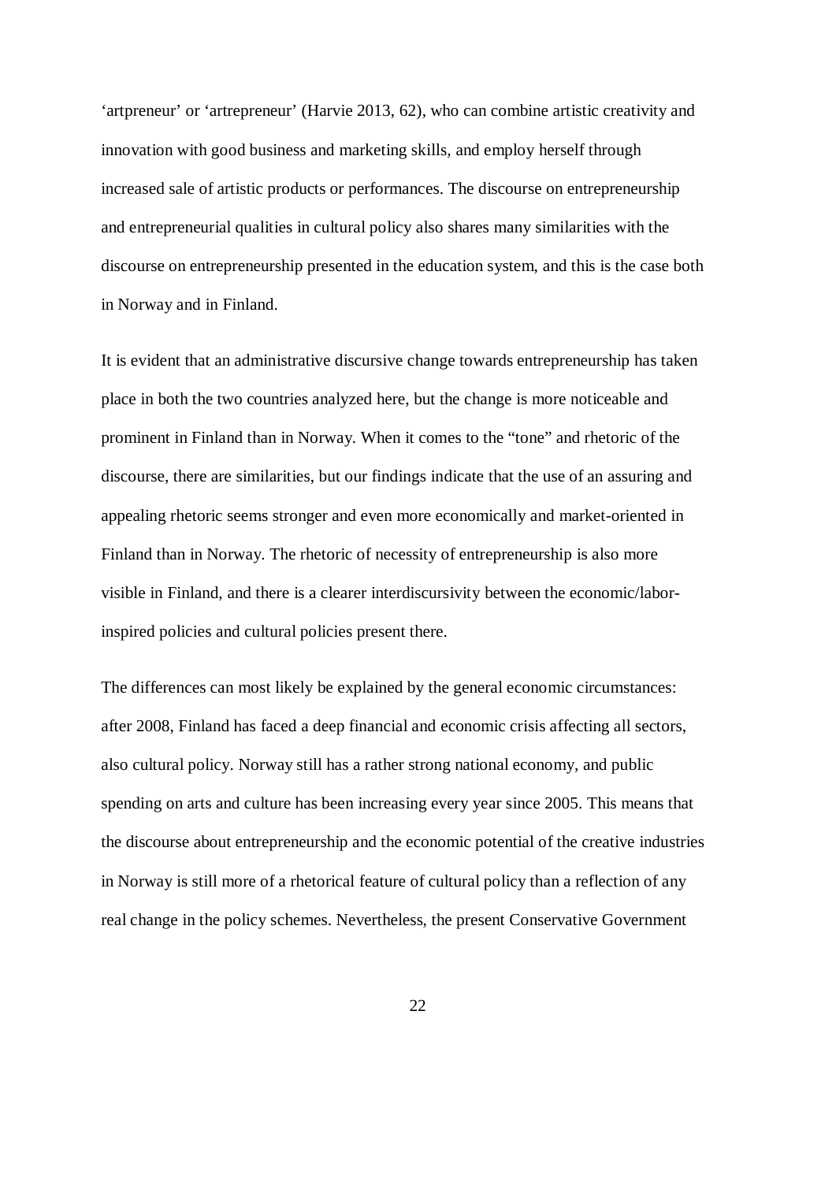'artpreneur' or 'artrepreneur' (Harvie 2013, 62), who can combine artistic creativity and innovation with good business and marketing skills, and employ herself through increased sale of artistic products or performances. The discourse on entrepreneurship and entrepreneurial qualities in cultural policy also shares many similarities with the discourse on entrepreneurship presented in the education system, and this is the case both in Norway and in Finland.

It is evident that an administrative discursive change towards entrepreneurship has taken place in both the two countries analyzed here, but the change is more noticeable and prominent in Finland than in Norway. When it comes to the "tone" and rhetoric of the discourse, there are similarities, but our findings indicate that the use of an assuring and appealing rhetoric seems stronger and even more economically and market-oriented in Finland than in Norway. The rhetoric of necessity of entrepreneurship is also more visible in Finland, and there is a clearer interdiscursivity between the economic/labor-inspired policies and cultural policies present there.

The differences can most likely be explained by the general economic circumstances: after 2008, Finland has faced a deep financial and economic crisis affecting all sectors, also cultural policy. Norway still has a rather strong national economy, and public spending on arts and culture has been increasing every year since 2005. This means that the discourse about entrepreneurship and the economic potential of the creative industries in Norway is still more of a rhetorical feature of cultural policy than a reflection of any real change in the policy schemes. Nevertheless, the present Conservative Government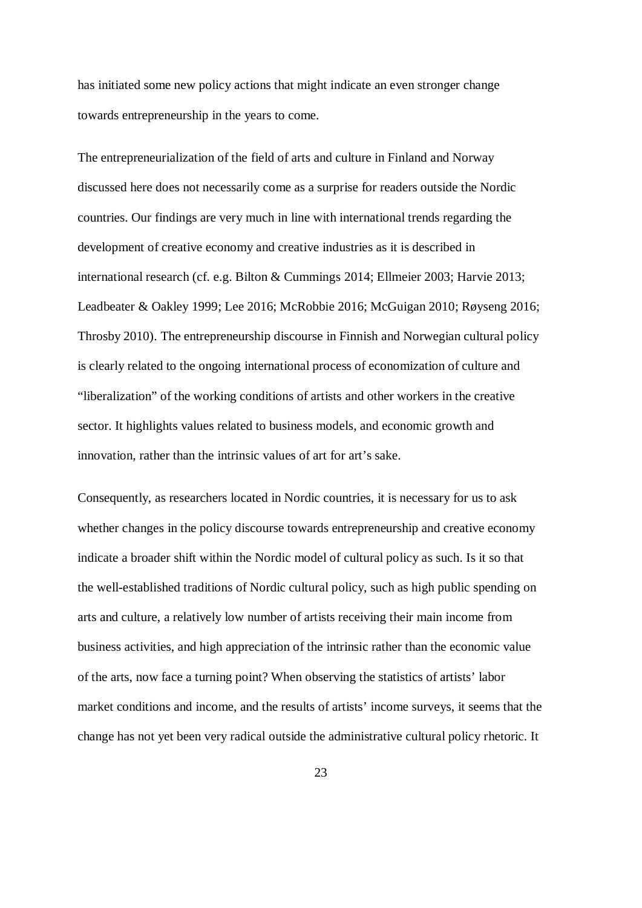has initiated some new policy actions that might indicate an even stronger change towards entrepreneurship in the years to come.

The entrepreneurialization of the field of arts and culture in Finland and Norway discussed here does not necessarily come as a surprise for readers outside the Nordic countries. Our findings are very much in line with international trends regarding the development of creative economy and creative industries as it is described in international research (cf. e.g. Bilton & Cummings 2014; Ellmeier 2003; Harvie 2013; Leadbeater & Oakley 1999; Lee 2016; McRobbie 2016; McGuigan 2010; Røyseng 2016; Throsby 2010). The entrepreneurship discourse in Finnish and Norwegian cultural policy is clearly related to the ongoing international process of economization of culture and "liberalization" of the working conditions of artists and other workers in the creative sector. It highlights values related to business models, and economic growth and innovation, rather than the intrinsic values of art for art's sake.

Consequently, as researchers located in Nordic countries, it is necessary for us to ask whether changes in the policy discourse towards entrepreneurship and creative economy indicate a broader shift within the Nordic model of cultural policy as such. Is it so that the well-established traditions of Nordic cultural policy, such as high public spending on arts and culture, a relatively low number of artists receiving their main income from business activities, and high appreciation of the intrinsic rather than the economic value of the arts, now face a turning point? When observing the statistics of artists' labor market conditions and income, and the results of artists' income surveys, it seems that the change has not yet been very radical outside the administrative cultural policy rhetoric. It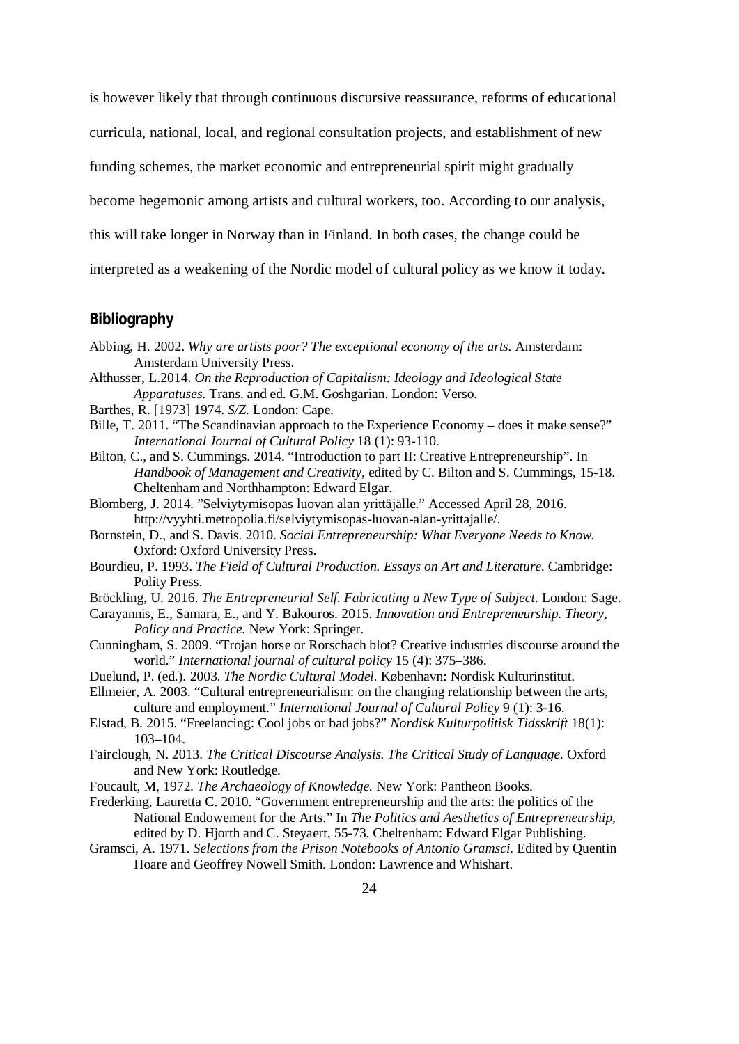is however likely that through continuous discursive reassurance, reforms of educational curricula, national, local, and regional consultation projects, and establishment of new funding schemes, the market economic and entrepreneurial spirit might gradually become hegemonic among artists and cultural workers, too. According to our analysis, this will take longer in Norway than in Finland. In both cases, the change could be interpreted as a weakening of the Nordic model of cultural policy as we know it today.

## Bibliography

Abbing, H. 2002. *Why are artists poor? The exceptional economy of the arts.* Amsterdam: Amsterdam University Press.

Althusser, L.2014. *On the Reproduction of Capitalism: Ideology and Ideological State Apparatuses.* Trans. and ed. G.M. Goshgarian. London: Verso.

Barthes, R. [1973] 1974. *S/Z.* London: Cape.

Bille, T. 2011. "The Scandinavian approach to the Experience Economy – does it make sense?" *International Journal of Cultural Policy* 18 (1): 93-110.

Bilton, C., and S. Cummings. 2014. "Introduction to part II: Creative Entrepreneurship". In *Handbook of Management and Creativity*, edited by C. Bilton and S. Cummings, 15-18. Cheltenham and Northhampton: Edward Elgar.

Blomberg, J. 2014. "Selviytymisopas luovan alan yrittäjälle." Accessed April 28, 2016. http://vyyhti.metropolia.fi/selviytymisopas-luovan-alan-yrittajalle/.

Bornstein, D., and S. Davis. 2010. *Social Entrepreneurship: What Everyone Needs to Know.* Oxford: Oxford University Press.

Bourdieu, P. 1993. *The Field of Cultural Production. Essays on Art and Literature.* Cambridge: Polity Press.

Bröckling, U. 2016. *The Entrepreneurial Self. Fabricating a New Type of Subject.* London: Sage.

Carayannis, E., Samara, E., and Y. Bakouros. 2015. *Innovation and Entrepreneurship. Theory, Policy and Practice.* New York: Springer.

Cunningham, S. 2009. "Trojan horse or Rorschach blot? Creative industries discourse around the world." *International journal of cultural policy* 15 (4): 375–386.

Duelund, P. (ed.). 2003. *The Nordic Cultural Model.* København: Nordisk Kulturinstitut.

Ellmeier, A. 2003. "Cultural entrepreneurialism: on the changing relationship between the arts, culture and employment." *International Journal of Cultural Policy* 9 (1): 3-16.

Elstad, B. 2015. "Freelancing: Cool jobs or bad jobs?" *Nordisk Kulturpolitisk Tidsskrift* 18(1): 103–104.

Fairclough, N. 2013. *The Critical Discourse Analysis. The Critical Study of Language.* Oxford and New York: Routledge.

Foucault, M, 1972. *The Archaeology of Knowledge.* New York: Pantheon Books.

Frederking, Lauretta C. 2010. "Government entrepreneurship and the arts: the politics of the National Endowement for the Arts." In *The Politics and Aesthetics of Entrepreneurship*, edited by D. Hjorth and C. Steyaert, 55-73. Cheltenham: Edward Elgar Publishing.

Gramsci, A. 1971. *Selections from the Prison Notebooks of Antonio Gramsci.* Edited by Quentin Hoare and Geoffrey Nowell Smith. London: Lawrence and Whishart.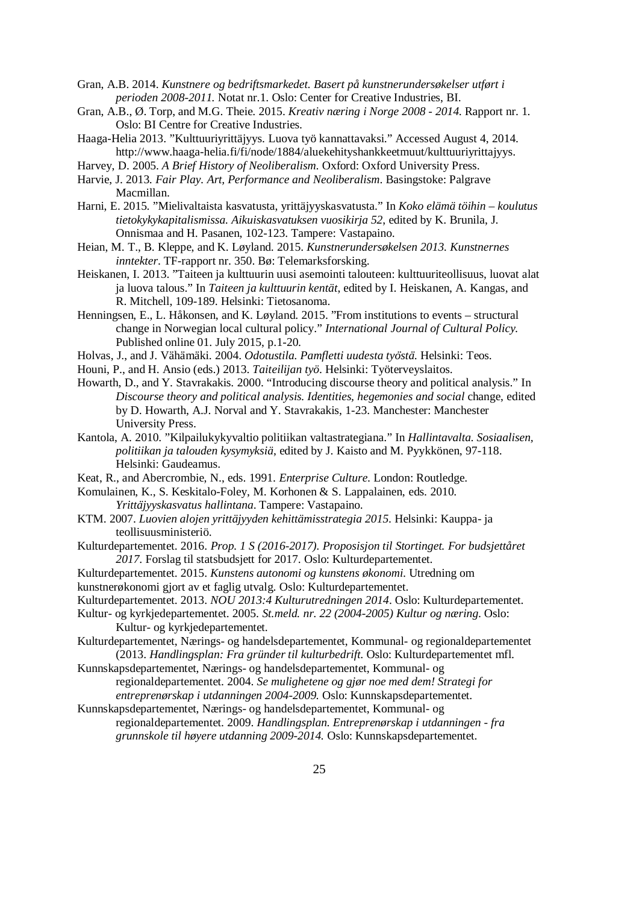Gran, A.B. 2014. *Kunstnere og bedriftsmarkedet. Basert på kunstnerundersøkelser utført i perioden 2008-2011.* Notat nr.1. Oslo: Center for Creative Industries, BI.

Gran, A.B., Ø. Torp, and M.G. Theie. 2015. *Kreativ næring i Norge 2008 - 2014.* Rapport nr. 1. Oslo: BI Centre for Creative Industries.

Haaga-Helia 2013. "Kulttuuriyrittäjyys. Luova työ kannattavaksi." Accessed August 4, 2014. http://www.haaga-helia.fi/fi/node/1884/aluekehityshankkeetmuut/kulttuuriyrittajyys.

Harvey, D. 2005. *A Brief History of Neoliberalism.* Oxford: Oxford University Press.

Harvie, J. 2013. *Fair Play. Art, Performance and Neoliberalism*. Basingstoke: Palgrave Macmillan.

Harni, E. 2015. "Mielivaltaista kasvatusta, yrittäjyyskasvatusta." In *Koko elämä töihin – koulutus tietokykykapitalismissa. Aikuiskasvatuksen vuosikirja 52*, edited by K. Brunila, J. Onnismaa and H. Pasanen, 102-123. Tampere: Vastapaino.

Heian, M. T., B. Kleppe, and K. Løyland. 2015. *Kunstnerundersøkelsen 2013. Kunstnernes inntekter*. TF-rapport nr. 350. Bø: Telemarksforsking.

Heiskanen, I. 2013. "Taiteen ja kulttuurin uusi asemointi talouteen: kulttuuriteollisuus, luovat alat ja luova talous." In *Taiteen ja kulttuurin kentät*, edited by I. Heiskanen, A. Kangas, and R. Mitchell, 109-189. Helsinki: Tietosanoma.

Henningsen, E., L. Håkonsen, and K. Løyland. 2015. "From institutions to events – structural change in Norwegian local cultural policy." *International Journal of Cultural Policy.* Published online 01. July 2015, p.1-20.

Holvas, J., and J. Vähämäki. 2004. *Odotustila. Pamfletti uudesta työstä.* Helsinki: Teos.

Houni, P., and H. Ansio (eds.) 2013. *Taiteilijan työ*. Helsinki: Työterveyslaitos.

Howarth, D., and Y. Stavrakakis. 2000. "Introducing discourse theory and political analysis." In *Discourse theory and political analysis. Identities, hegemonies and social* change, edited by D. Howarth, A.J. Norval and Y. Stavrakakis, 1-23. Manchester: Manchester University Press.

Kantola, A. 2010. "Kilpailukykyvaltio politiikan valtastrategiana." In *Hallintavalta. Sosiaalisen, politiikan ja talouden kysymyksiä*, edited by J. Kaisto and M. Pyykkönen, 97-118. Helsinki: Gaudeamus.

Keat, R., and Abercrombie, N., eds. 1991. *Enterprise Culture.* London: Routledge.

Komulainen, K., S. Keskitalo-Foley, M. Korhonen & S. Lappalainen, eds. 2010. *Yrittäjyyskasvatus hallintana*. Tampere: Vastapaino.

KTM. 2007. *Luovien alojen yrittäjyyden kehittämisstrategia 2015.* Helsinki: Kauppa- ja teollisuusministeriö.

Kulturdepartementet. 2016. *Prop. 1 S (2016-2017). Proposisjon til Stortinget. For budsjettåret 2017*. Forslag til statsbudsjett for 2017. Oslo: Kulturdepartementet.

Kulturdepartementet. 2015. *Kunstens autonomi og kunstens økonomi.* Utredning om kunstnerøkonomi gjort av et faglig utvalg. Oslo: Kulturdepartementet.

Kulturdepartementet. 2013. *NOU 2013:4 Kulturutredningen 2014*. Oslo: Kulturdepartementet.

Kultur- og kyrkjedepartementet. 2005. *St.meld. nr. 22 (2004-2005) Kultur og næring*. Oslo: Kultur- og kyrkjedepartementet.

Kulturdepartementet, Nærings- og handelsdepartementet, Kommunal- og regionaldepartementet (2013. *Handlingsplan: Fra gründer til kulturbedrift.* Oslo: Kulturdepartementet mfl.

Kunnskapsdepartementet, Nærings- og handelsdepartementet, Kommunal- og regionaldepartementet. 2004. *Se mulighetene og gjør noe med dem! Strategi for entreprenørskap i utdanningen 2004-2009.* Oslo: Kunnskapsdepartementet.

Kunnskapsdepartementet, Nærings- og handelsdepartementet, Kommunal- og regionaldepartementet. 2009. *Handlingsplan. Entreprenørskap i utdanningen - fra grunnskole til høyere utdanning 2009-2014.* Oslo: Kunnskapsdepartementet.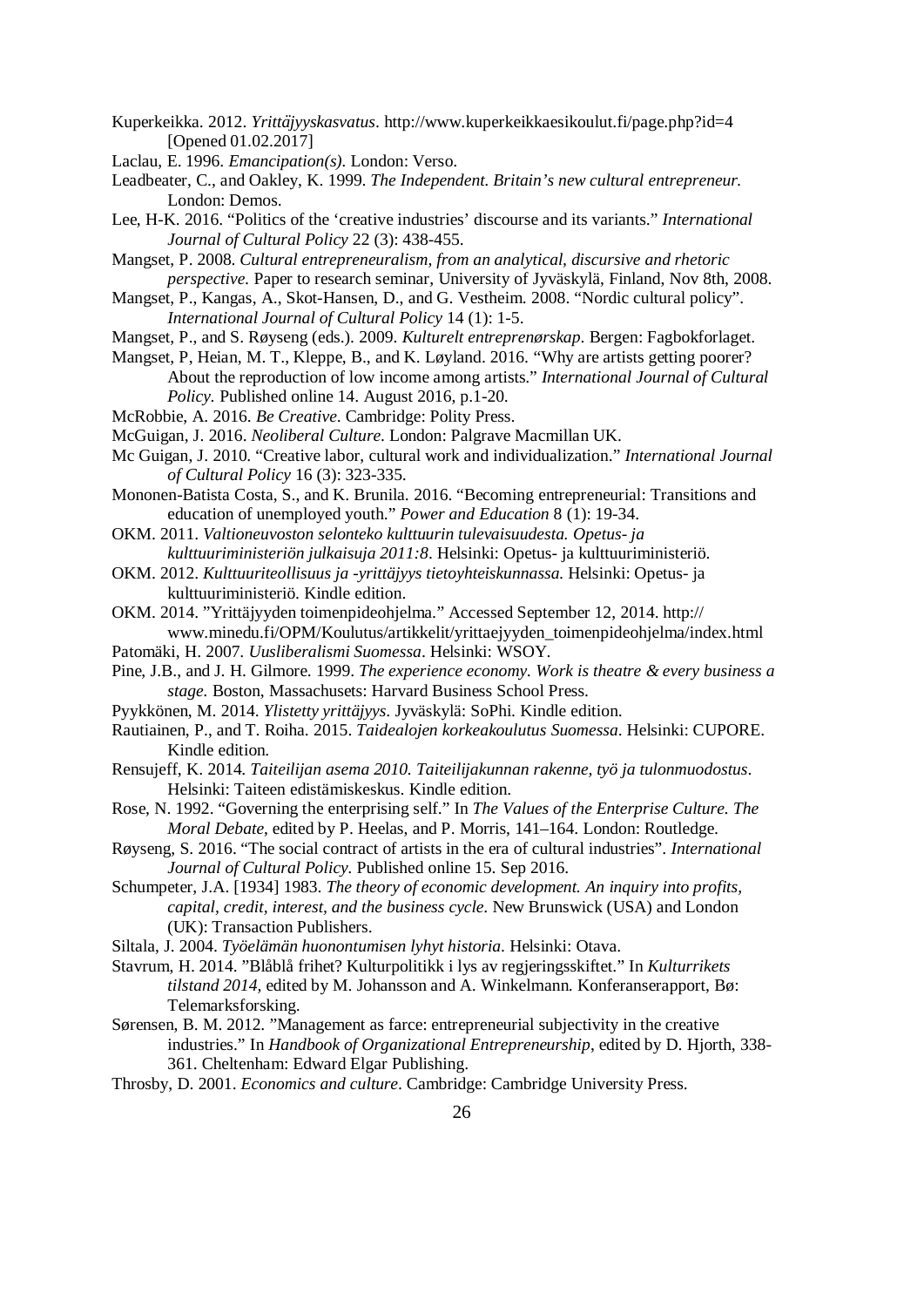Kuperkeikka. 2012. *Yrittäjyyskasvatus*. http://www.kuperkeikkaesikoulut.fi/page.php?id=4 [Opened 01.02.2017]

Laclau, E. 1996. *Emancipation(s)*. London: Verso.

Leadbeater, C., and Oakley, K. 1999. *The Independent. Britain's new cultural entrepreneur.* London: Demos.

Lee, H-K. 2016. "Politics of the 'creative industries' discourse and its variants." *International Journal of Cultural Policy* 22 (3): 438-455.

Mangset, P. 2008. *Cultural entrepreneuralism, from an analytical, discursive and rhetoric perspective.* Paper to research seminar, University of Jyväskylä, Finland, Nov 8th, 2008.

Mangset, P., Kangas, A., Skot-Hansen, D., and G. Vestheim. 2008. "Nordic cultural policy". *International Journal of Cultural Policy* 14 (1): 1-5.

Mangset, P., and S. Røyseng (eds.). 2009. *Kulturelt entreprenørskap*. Bergen: Fagbokforlaget.

Mangset, P, Heian, M. T., Kleppe, B., and K. Løyland. 2016. "Why are artists getting poorer? About the reproduction of low income among artists." *International Journal of Cultural Policy.* Published online 14. August 2016, p.1-20.

McRobbie, A. 2016. *Be Creative*. Cambridge: Polity Press.

McGuigan, J. 2016. *Neoliberal Culture*. London: Palgrave Macmillan UK.

Mc Guigan, J. 2010. "Creative labor, cultural work and individualization." *International Journal of Cultural Policy* 16 (3): 323-335.

Mononen-Batista Costa, S., and K. Brunila. 2016. "Becoming entrepreneurial: Transitions and education of unemployed youth." *Power and Education* 8 (1): 19-34.

OKM. 2011. *Valtioneuvoston selonteko kulttuurin tulevaisuudesta. Opetus- ja kulttuuriministeriön julkaisuja 2011:8*. Helsinki: Opetus- ja kulttuuriministeriö.

OKM. 2012. *Kulttuuriteollisuus ja -yrittäjyys tietoyhteiskunnassa.* Helsinki: Opetus- ja kulttuuriministeriö. Kindle edition.

OKM. 2014. "Yrittäjyyden toimenpideohjelma." Accessed September 12, 2014. http:// www.minedu.fi/OPM/Koulutus/artikkelit/yrittaejyyden_toimenpideohjelma/index.html

Patomäki, H. 2007. *Uusliberalismi Suomessa*. Helsinki: WSOY.

Pine, J.B., and J. H. Gilmore. 1999. *The experience economy. Work is theatre & every business a stage.* Boston, Massachusets: Harvard Business School Press.

Pyykkönen, M. 2014. *Ylistetty yrittäjyys*. Jyväskylä: SoPhi. Kindle edition.

Rautiainen, P., and T. Roiha. 2015. *Taidealojen korkeakoulutus Suomessa*. Helsinki: CUPORE. Kindle edition.

Rensujeff, K. 2014. *Taiteilijan asema 2010. Taiteilijakunnan rakenne, työ ja tulonmuodostus*. Helsinki: Taiteen edistämiskeskus. Kindle edition.

Rose, N. 1992. "Governing the enterprising self." In *The Values of the Enterprise Culture. The Moral Debate*, edited by P. Heelas, and P. Morris, 141–164. London: Routledge.

Røyseng, S. 2016. "The social contract of artists in the era of cultural industries". *International Journal of Cultural Policy*. Published online 15. Sep 2016.

Schumpeter, J.A. [1934] 1983. *The theory of economic development. An inquiry into profits, capital, credit, interest, and the business cycle*. New Brunswick (USA) and London (UK): Transaction Publishers.

Siltala, J. 2004. *Työelämän huonontumisen lyhyt historia*. Helsinki: Otava.

Stavrum, H. 2014. "Blåblå frihet? Kulturpolitikk i lys av regjeringsskiftet." In *Kulturrikets tilstand 2014*, edited by M. Johansson and A. Winkelmann. Konferanserapport, Bø: Telemarksforsking.

Sørensen, B. M. 2012. "Management as farce: entrepreneurial subjectivity in the creative industries." In *Handbook of Organizational Entrepreneurship*, edited by D. Hjorth, 338-361. Cheltenham: Edward Elgar Publishing.

Throsby, D. 2001. *Economics and culture*. Cambridge: Cambridge University Press.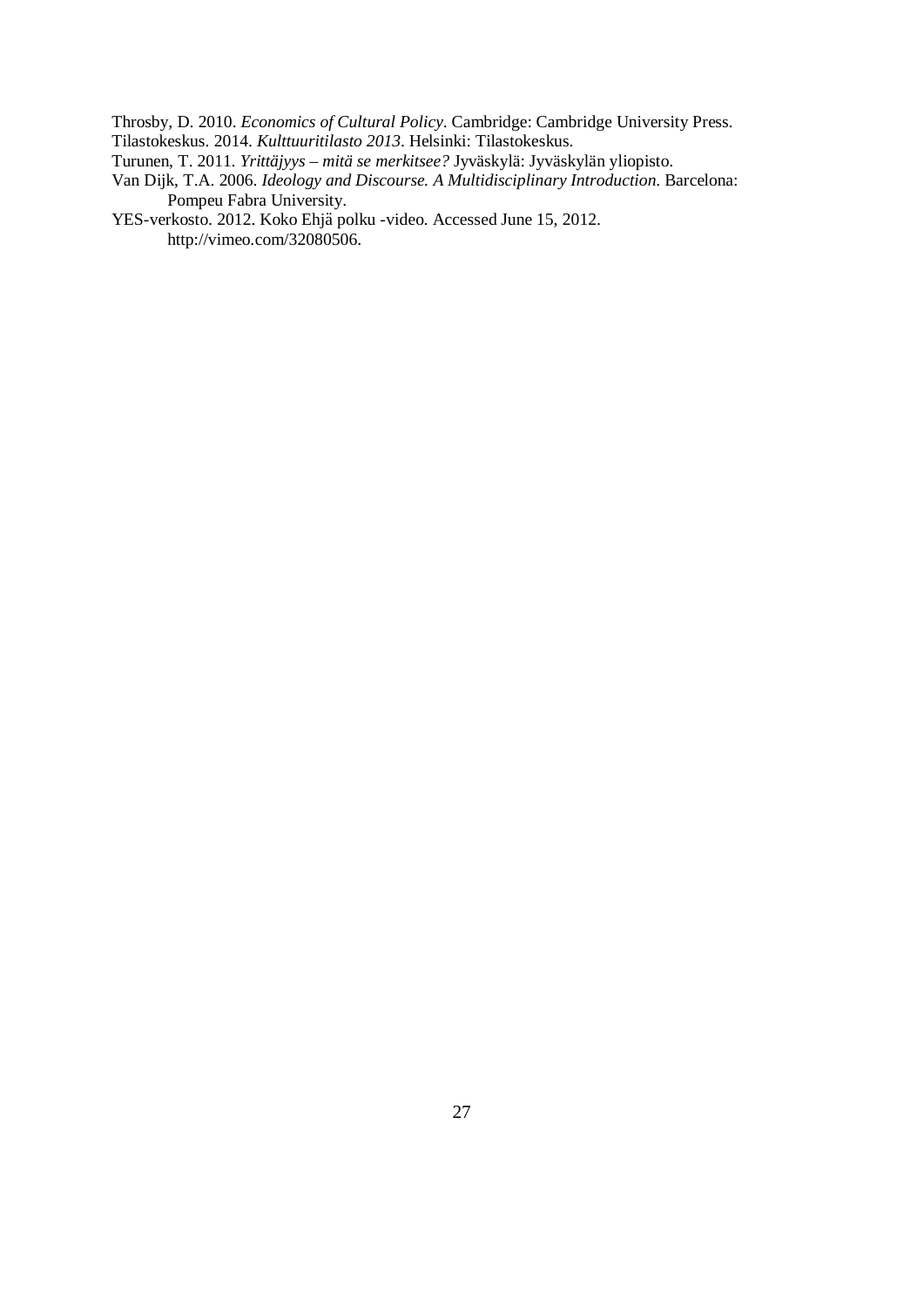Throsby, D. 2010. *Economics of Cultural Policy*. Cambridge: Cambridge University Press.

Tilastokeskus. 2014. *Kulttuuritilasto 2013*. Helsinki: Tilastokeskus.

Turunen, T. 2011. *Yrittäjyys – mitä se merkitsee?* Jyväskylä: Jyväskylän yliopisto.

Van Dijk, T.A. 2006. *Ideology and Discourse. A Multidisciplinary Introduction*. Barcelona: Pompeu Fabra University.

YES-verkosto. 2012. Koko Ehjä polku -video. Accessed June 15, 2012. http://vimeo.com/32080506.